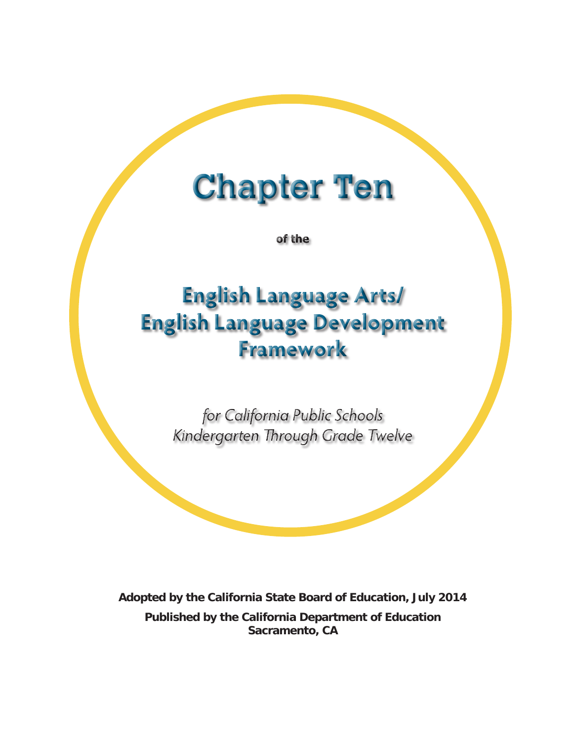# Chapter Ten

**of the**

## English Language Arts/ English Language Development Framework

*for California Public Schools*
*Kindergarten Through Grade Twelve*

**Adopted by the California State Board of Education, July 2014**

**Published by the California Department of Education**
**Sacramento, CA**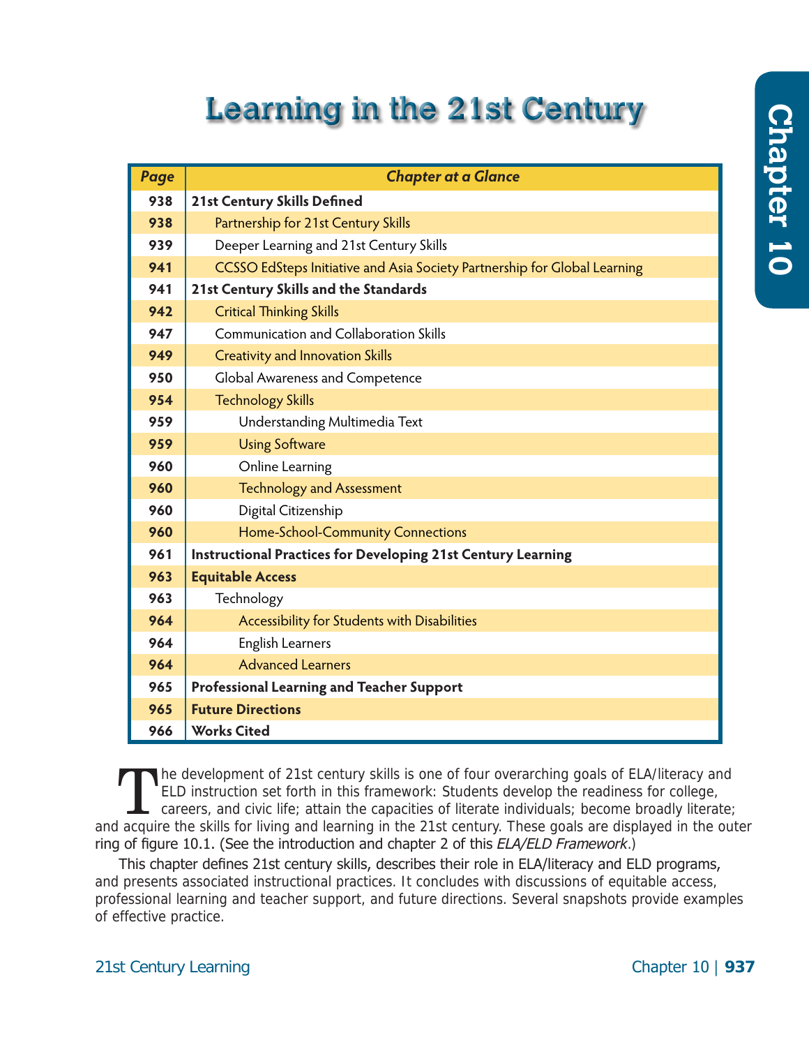# Learning in the 21st Century

Chapter 10

| Page | Chapter at a Glance |
|---|---|
| 938 | **21st Century Skills Defined** |
| 938 | Partnership for 21st Century Skills |
| 939 | Deeper Learning and 21st Century Skills |
| 941 | CCSSO EdSteps Initiative and Asia Society Partnership for Global Learning |
| 941 | **21st Century Skills and the Standards** |
| 942 | Critical Thinking Skills |
| 947 | Communication and Collaboration Skills |
| 949 | Creativity and Innovation Skills |
| 950 | Global Awareness and Competence |
| 954 | Technology Skills |
| 959 | Understanding Multimedia Text |
| 959 | Using Software |
| 960 | Online Learning |
| 960 | Technology and Assessment |
| 960 | Digital Citizenship |
| 960 | Home-School-Community Connections |
| 961 | **Instructional Practices for Developing 21st Century Learning** |
| 963 | **Equitable Access** |
| 963 | Technology |
| 964 | Accessibility for Students with Disabilities |
| 964 | English Learners |
| 964 | Advanced Learners |
| 965 | **Professional Learning and Teacher Support** |
| 965 | **Future Directions** |
| 966 | **Works Cited** |

The development of 21st century skills is one of four overarching goals of ELA/literacy and ELD instruction set forth in this framework: Students develop the readiness for college, careers, and civic life; attain the capacities of literate individuals; become broadly literate; and acquire the skills for living and learning in the 21st century. These goals are displayed in the outer ring of figure 10.1. (See the introduction and chapter 2 of this *ELA/ELD Framework*.)

This chapter defines 21st century skills, describes their role in ELA/literacy and ELD programs, and presents associated instructional practices. It concludes with discussions of equitable access, professional learning and teacher support, and future directions. Several snapshots provide examples of effective practice.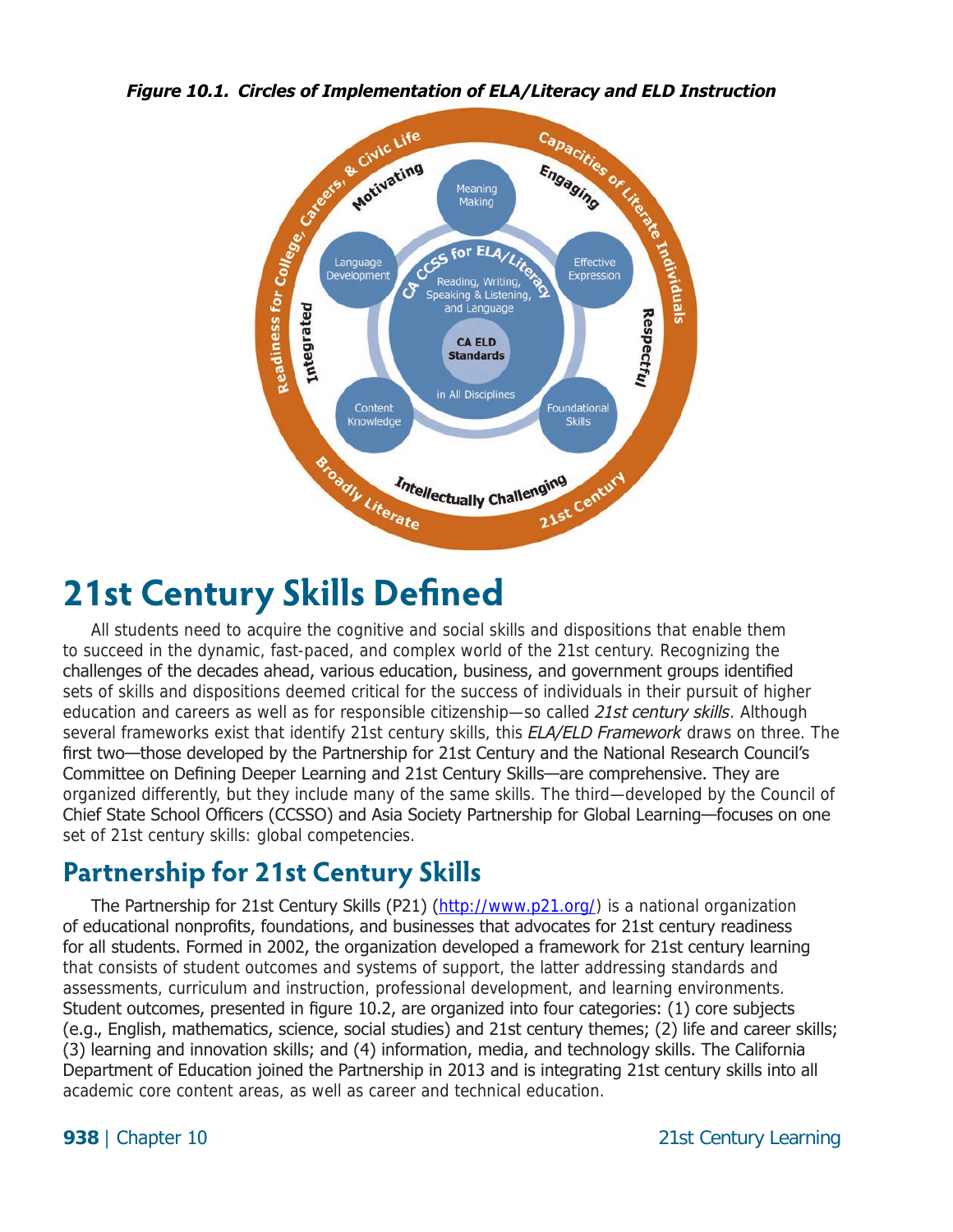***Figure 10.1. Circles of Implementation of ELA/Literacy and ELD Instruction***

# 21st Century Skills Defined

All students need to acquire the cognitive and social skills and dispositions that enable them to succeed in the dynamic, fast-paced, and complex world of the 21st century. Recognizing the challenges of the decades ahead, various education, business, and government groups identified sets of skills and dispositions deemed critical for the success of individuals in their pursuit of higher education and careers as well as for responsible citizenship—so called *21st century skills*. Although several frameworks exist that identify 21st century skills, this *ELA/ELD Framework* draws on three. The first two—those developed by the Partnership for 21st Century and the National Research Council's Committee on Defining Deeper Learning and 21st Century Skills—are comprehensive. They are organized differently, but they include many of the same skills. The third—developed by the Council of Chief State School Officers (CCSSO) and Asia Society Partnership for Global Learning—focuses on one set of 21st century skills: global competencies.

## Partnership for 21st Century Skills

The Partnership for 21st Century Skills (P21) (http://www.p21.org/) is a national organization of educational nonprofits, foundations, and businesses that advocates for 21st century readiness for all students. Formed in 2002, the organization developed a framework for 21st century learning that consists of student outcomes and systems of support, the latter addressing standards and assessments, curriculum and instruction, professional development, and learning environments. Student outcomes, presented in figure 10.2, are organized into four categories: (1) core subjects (e.g., English, mathematics, science, social studies) and 21st century themes; (2) life and career skills; (3) learning and innovation skills; and (4) information, media, and technology skills. The California Department of Education joined the Partnership in 2013 and is integrating 21st century skills into all academic core content areas, as well as career and technical education.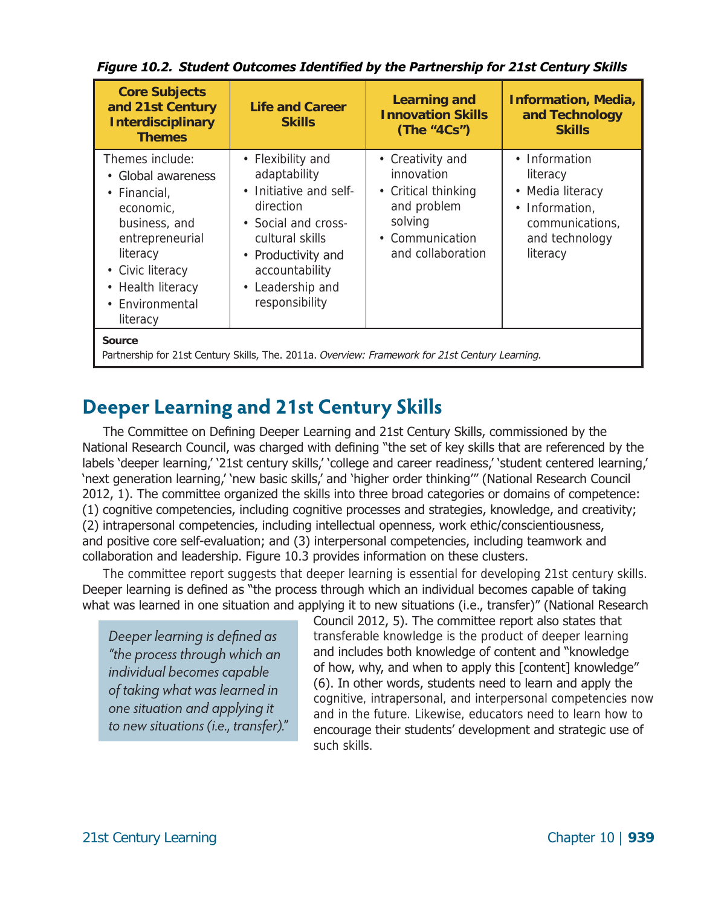*Figure 10.2. Student Outcomes Identified by the Partnership for 21st Century Skills*

| Core Subjects and 21st Century Interdisciplinary Themes | Life and Career Skills | Learning and Innovation Skills (The "4Cs") | Information, Media, and Technology Skills |
|---|---|---|---|
| Themes include:<br>• Global awareness<br>• Financial, economic, business, and entrepreneurial literacy<br>• Civic literacy<br>• Health literacy<br>• Environmental literacy | • Flexibility and adaptability<br>• Initiative and self-direction<br>• Social and cross-cultural skills<br>• Productivity and accountability<br>• Leadership and responsibility | • Creativity and innovation<br>• Critical thinking and problem solving<br>• Communication and collaboration | • Information literacy<br>• Media literacy<br>• Information, communications, and technology literacy |

**Source**
Partnership for 21st Century Skills, The. 2011a. *Overview: Framework for 21st Century Learning.*

## Deeper Learning and 21st Century Skills

The Committee on Defining Deeper Learning and 21st Century Skills, commissioned by the National Research Council, was charged with defining "the set of key skills that are referenced by the labels 'deeper learning,' '21st century skills,' 'college and career readiness,' 'student centered learning,' 'next generation learning,' 'new basic skills,' and 'higher order thinking'" (National Research Council 2012, 1). The committee organized the skills into three broad categories or domains of competence: (1) cognitive competencies, including cognitive processes and strategies, knowledge, and creativity; (2) intrapersonal competencies, including intellectual openness, work ethic/conscientiousness, and positive core self-evaluation; and (3) interpersonal competencies, including teamwork and collaboration and leadership. Figure 10.3 provides information on these clusters.

The committee report suggests that deeper learning is essential for developing 21st century skills. Deeper learning is defined as "the process through which an individual becomes capable of taking what was learned in one situation and applying it to new situations (i.e., transfer)" (National Research Council 2012, 5). The committee report also states that transferable knowledge is the product of deeper learning and includes both knowledge of content and "knowledge of how, why, and when to apply this [content] knowledge" (6). In other words, students need to learn and apply the cognitive, intrapersonal, and interpersonal competencies now and in the future. Likewise, educators need to learn how to encourage their students' development and strategic use of such skills.

*Deeper learning is defined as "the process through which an individual becomes capable of taking what was learned in one situation and applying it to new situations (i.e., transfer)."*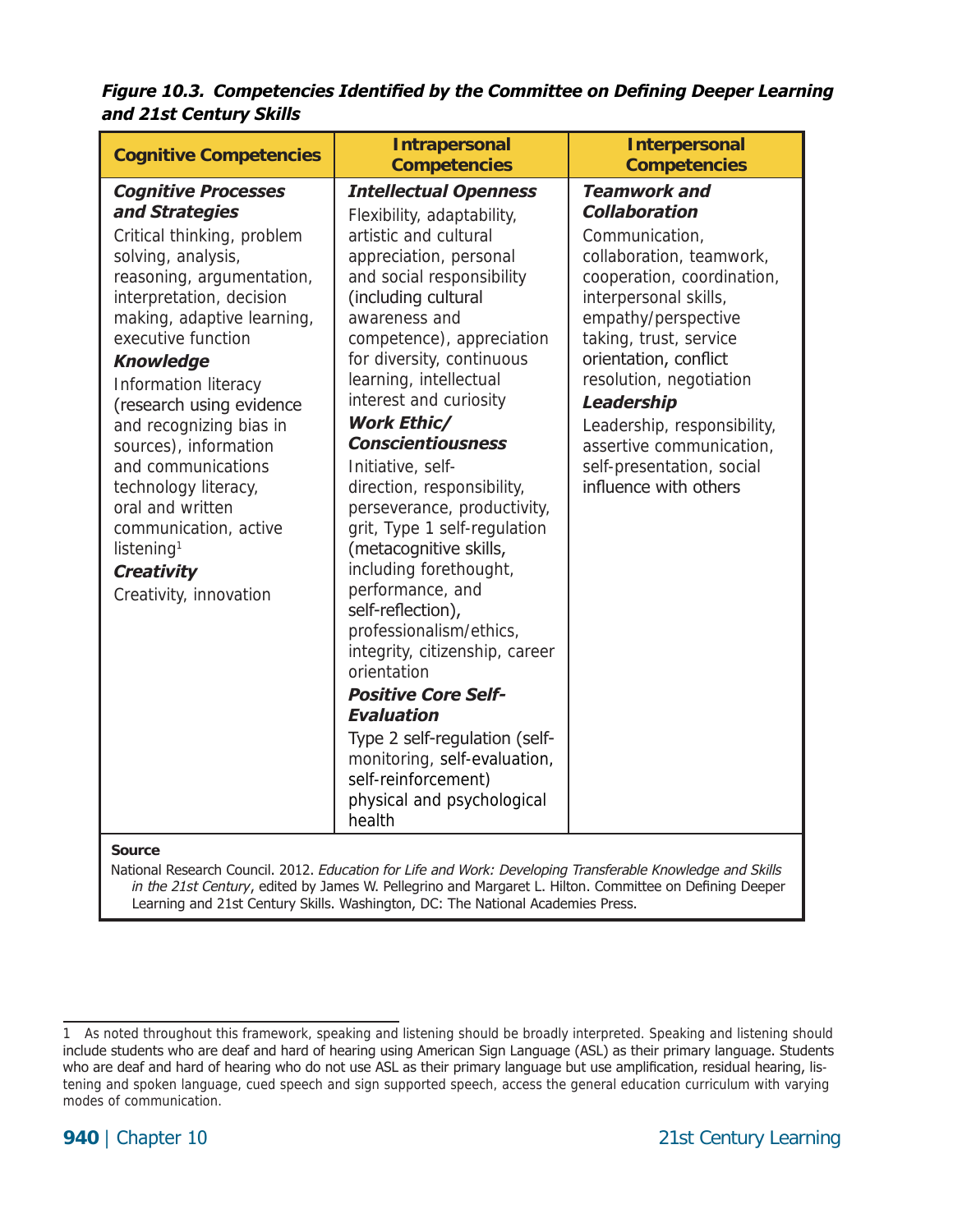***Figure 10.3. Competencies Identified by the Committee on Defining Deeper Learning and 21st Century Skills***

| Cognitive Competencies | Intrapersonal Competencies | Interpersonal Competencies |
|---|---|---|
| ***Cognitive Processes and Strategies*** <br> Critical thinking, problem solving, analysis, reasoning, argumentation, interpretation, decision making, adaptive learning, executive function <br> ***Knowledge*** <br> Information literacy (research using evidence and recognizing bias in sources), information and communications technology literacy, oral and written communication, active listening[1] <br> ***Creativity*** <br> Creativity, innovation | ***Intellectual Openness*** <br> Flexibility, adaptability, artistic and cultural appreciation, personal and social responsibility (including cultural awareness and competence), appreciation for diversity, continuous learning, intellectual interest and curiosity <br> ***Work Ethic/ Conscientiousness*** <br> Initiative, self-direction, responsibility, perseverance, productivity, grit, Type 1 self-regulation (metacognitive skills, including forethought, performance, and self-reflection), professionalism/ethics, integrity, citizenship, career orientation <br> ***Positive Core Self-Evaluation*** <br> Type 2 self-regulation (self-monitoring, self-evaluation, self-reinforcement) physical and psychological health | ***Teamwork and Collaboration*** <br> Communication, collaboration, teamwork, cooperation, coordination, interpersonal skills, empathy/perspective taking, trust, service orientation, conflict resolution, negotiation <br> ***Leadership*** <br> Leadership, responsibility, assertive communication, self-presentation, social influence with others |

**Source**

National Research Council. 2012. *Education for Life and Work: Developing Transferable Knowledge and Skills in the 21st Century*, edited by James W. Pellegrino and Margaret L. Hilton. Committee on Defining Deeper Learning and 21st Century Skills. Washington, DC: The National Academies Press.

---

1 As noted throughout this framework, speaking and listening should be broadly interpreted. Speaking and listening should include students who are deaf and hard of hearing using American Sign Language (ASL) as their primary language. Students who are deaf and hard of hearing who do not use ASL as their primary language but use amplification, residual hearing, listening and spoken language, cued speech and sign supported speech, access the general education curriculum with varying modes of communication.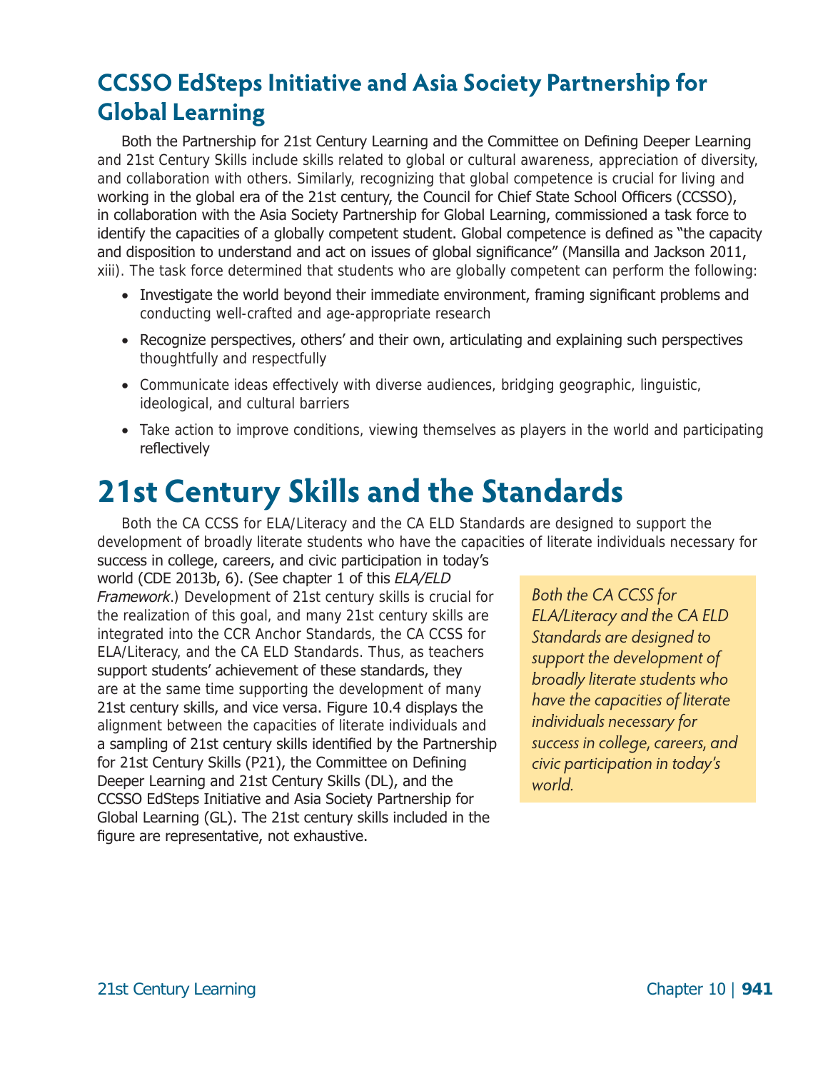## CCSSO EdSteps Initiative and Asia Society Partnership for Global Learning

Both the Partnership for 21st Century Learning and the Committee on Defining Deeper Learning and 21st Century Skills include skills related to global or cultural awareness, appreciation of diversity, and collaboration with others. Similarly, recognizing that global competence is crucial for living and working in the global era of the 21st century, the Council for Chief State School Officers (CCSSO), in collaboration with the Asia Society Partnership for Global Learning, commissioned a task force to identify the capacities of a globally competent student. Global competence is defined as "the capacity and disposition to understand and act on issues of global significance" (Mansilla and Jackson 2011, xiii). The task force determined that students who are globally competent can perform the following:

- Investigate the world beyond their immediate environment, framing significant problems and conducting well-crafted and age-appropriate research
- Recognize perspectives, others' and their own, articulating and explaining such perspectives thoughtfully and respectfully
- Communicate ideas effectively with diverse audiences, bridging geographic, linguistic, ideological, and cultural barriers
- Take action to improve conditions, viewing themselves as players in the world and participating reflectively

# 21st Century Skills and the Standards

Both the CA CCSS for ELA/Literacy and the CA ELD Standards are designed to support the development of broadly literate students who have the capacities of literate individuals necessary for success in college, careers, and civic participation in today's world (CDE 2013b, 6). (See chapter 1 of this *ELA/ELD Framework*.) Development of 21st century skills is crucial for the realization of this goal, and many 21st century skills are integrated into the CCR Anchor Standards, the CA CCSS for ELA/Literacy, and the CA ELD Standards. Thus, as teachers support students' achievement of these standards, they are at the same time supporting the development of many 21st century skills, and vice versa. Figure 10.4 displays the alignment between the capacities of literate individuals and a sampling of 21st century skills identified by the Partnership for 21st Century Skills (P21), the Committee on Defining Deeper Learning and 21st Century Skills (DL), and the CCSSO EdSteps Initiative and Asia Society Partnership for Global Learning (GL). The 21st century skills included in the figure are representative, not exhaustive.

*Both the CA CCSS for ELA/Literacy and the CA ELD Standards are designed to support the development of broadly literate students who have the capacities of literate individuals necessary for success in college, careers, and civic participation in today's world.*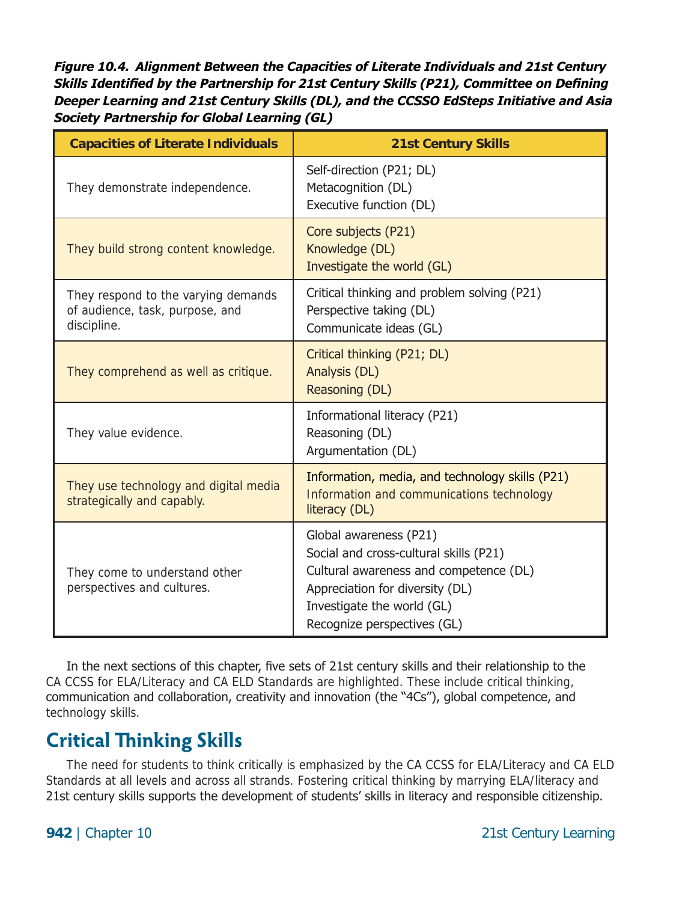***Figure 10.4. Alignment Between the Capacities of Literate Individuals and 21st Century Skills Identified by the Partnership for 21st Century Skills (P21), Committee on Defining Deeper Learning and 21st Century Skills (DL), and the CCSSO EdSteps Initiative and Asia Society Partnership for Global Learning (GL)***

| Capacities of Literate Individuals | 21st Century Skills |
|---|---|
| They demonstrate independence. | Self-direction (P21; DL)<br>Metacognition (DL)<br>Executive function (DL) |
| They build strong content knowledge. | Core subjects (P21)<br>Knowledge (DL)<br>Investigate the world (GL) |
| They respond to the varying demands of audience, task, purpose, and discipline. | Critical thinking and problem solving (P21)<br>Perspective taking (DL)<br>Communicate ideas (GL) |
| They comprehend as well as critique. | Critical thinking (P21; DL)<br>Analysis (DL)<br>Reasoning (DL) |
| They value evidence. | Informational literacy (P21)<br>Reasoning (DL)<br>Argumentation (DL) |
| They use technology and digital media strategically and capably. | Information, media, and technology skills (P21)<br>Information and communications technology literacy (DL) |
| They come to understand other perspectives and cultures. | Global awareness (P21)<br>Social and cross-cultural skills (P21)<br>Cultural awareness and competence (DL)<br>Appreciation for diversity (DL)<br>Investigate the world (GL)<br>Recognize perspectives (GL) |

In the next sections of this chapter, five sets of 21st century skills and their relationship to the CA CCSS for ELA/Literacy and CA ELD Standards are highlighted. These include critical thinking, communication and collaboration, creativity and innovation (the "4Cs"), global competence, and technology skills.

## Critical Thinking Skills

The need for students to think critically is emphasized by the CA CCSS for ELA/Literacy and CA ELD Standards at all levels and across all strands. Fostering critical thinking by marrying ELA/literacy and 21st century skills supports the development of students' skills in literacy and responsible citizenship.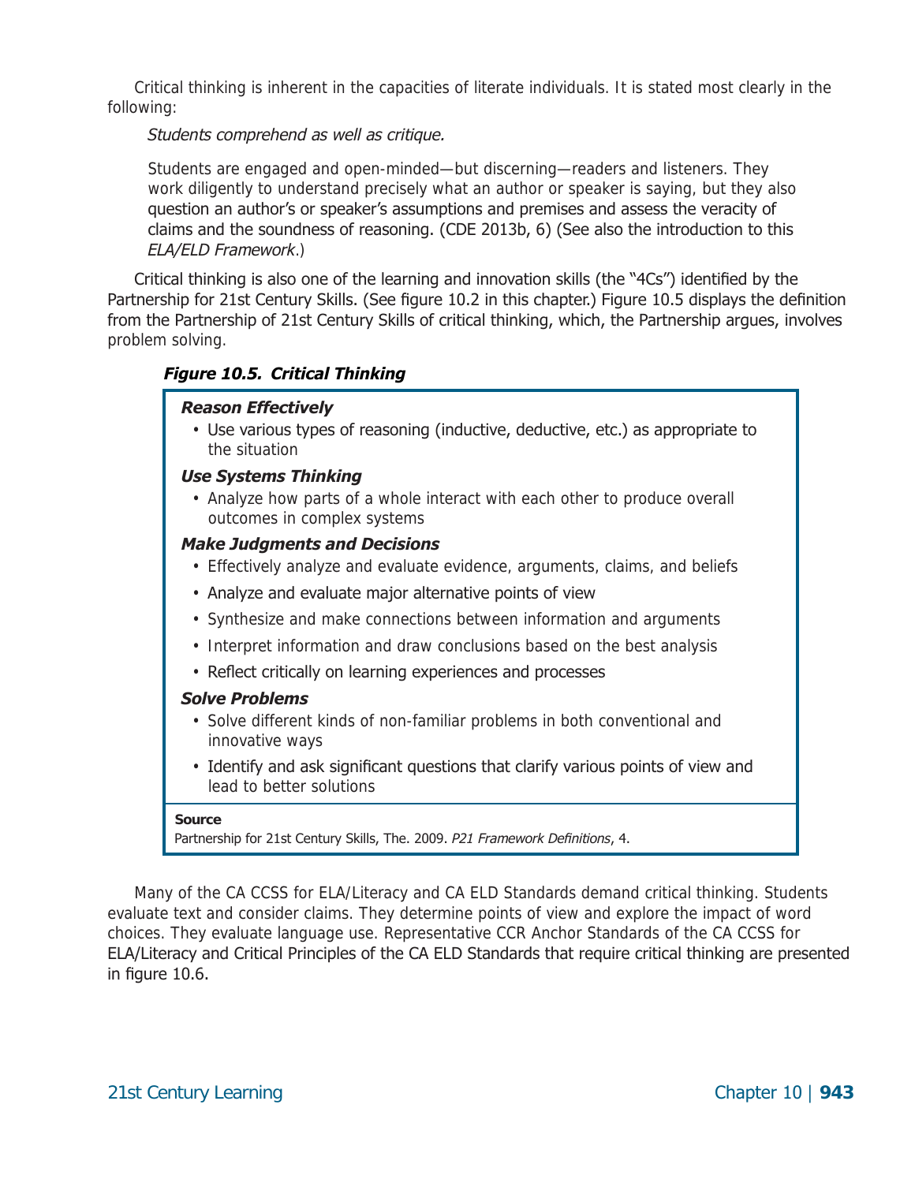Critical thinking is inherent in the capacities of literate individuals. It is stated most clearly in the following:

> *Students comprehend as well as critique.*
>
> Students are engaged and open-minded—but discerning—readers and listeners. They work diligently to understand precisely what an author or speaker is saying, but they also question an author's or speaker's assumptions and premises and assess the veracity of claims and the soundness of reasoning. (CDE 2013b, 6) (See also the introduction to this *ELA/ELD Framework*.)

Critical thinking is also one of the learning and innovation skills (the "4Cs") identified by the Partnership for 21st Century Skills. (See figure 10.2 in this chapter.) Figure 10.5 displays the definition from the Partnership of 21st Century Skills of critical thinking, which, the Partnership argues, involves problem solving.

***Figure 10.5. Critical Thinking***

***Reason Effectively***

- Use various types of reasoning (inductive, deductive, etc.) as appropriate to the situation

***Use Systems Thinking***

- Analyze how parts of a whole interact with each other to produce overall outcomes in complex systems

***Make Judgments and Decisions***

- Effectively analyze and evaluate evidence, arguments, claims, and beliefs
- Analyze and evaluate major alternative points of view
- Synthesize and make connections between information and arguments
- Interpret information and draw conclusions based on the best analysis
- Reflect critically on learning experiences and processes

***Solve Problems***

- Solve different kinds of non-familiar problems in both conventional and innovative ways
- Identify and ask significant questions that clarify various points of view and lead to better solutions

**Source**
Partnership for 21st Century Skills, The. 2009. *P21 Framework Definitions*, 4.

Many of the CA CCSS for ELA/Literacy and CA ELD Standards demand critical thinking. Students evaluate text and consider claims. They determine points of view and explore the impact of word choices. They evaluate language use. Representative CCR Anchor Standards of the CA CCSS for ELA/Literacy and Critical Principles of the CA ELD Standards that require critical thinking are presented in figure 10.6.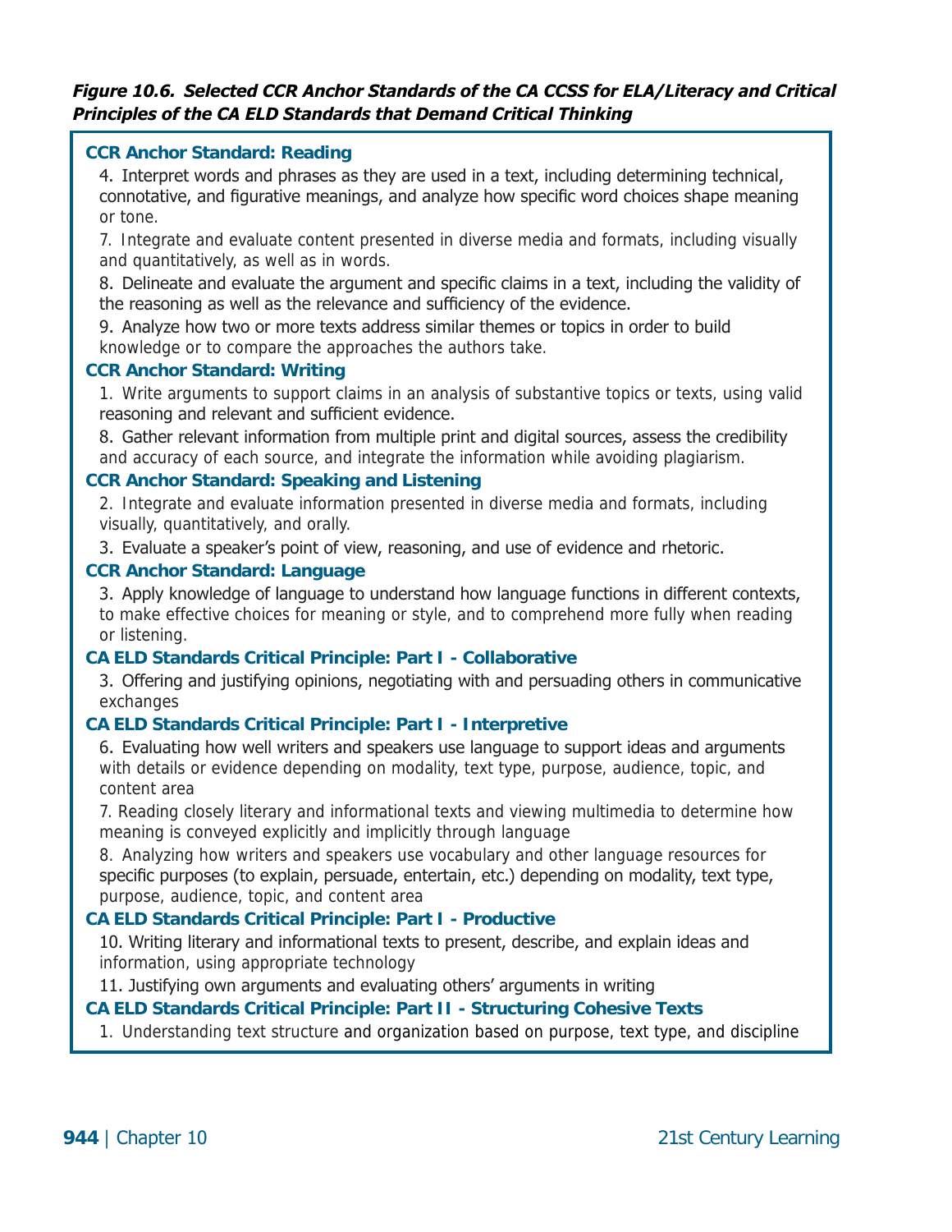***Figure 10.6. Selected CCR Anchor Standards of the CA CCSS for ELA/Literacy and Critical Principles of the CA ELD Standards that Demand Critical Thinking***

**CCR Anchor Standard: Reading**

4. Interpret words and phrases as they are used in a text, including determining technical, connotative, and figurative meanings, and analyze how specific word choices shape meaning or tone.

7. Integrate and evaluate content presented in diverse media and formats, including visually and quantitatively, as well as in words.

8. Delineate and evaluate the argument and specific claims in a text, including the validity of the reasoning as well as the relevance and sufficiency of the evidence.

9. Analyze how two or more texts address similar themes or topics in order to build knowledge or to compare the approaches the authors take.

**CCR Anchor Standard: Writing**

1. Write arguments to support claims in an analysis of substantive topics or texts, using valid reasoning and relevant and sufficient evidence.

8. Gather relevant information from multiple print and digital sources, assess the credibility and accuracy of each source, and integrate the information while avoiding plagiarism.

**CCR Anchor Standard: Speaking and Listening**

2. Integrate and evaluate information presented in diverse media and formats, including visually, quantitatively, and orally.

3. Evaluate a speaker's point of view, reasoning, and use of evidence and rhetoric.

**CCR Anchor Standard: Language**

3. Apply knowledge of language to understand how language functions in different contexts, to make effective choices for meaning or style, and to comprehend more fully when reading or listening.

**CA ELD Standards Critical Principle: Part I - Collaborative**

3. Offering and justifying opinions, negotiating with and persuading others in communicative exchanges

**CA ELD Standards Critical Principle: Part I - Interpretive**

6. Evaluating how well writers and speakers use language to support ideas and arguments with details or evidence depending on modality, text type, purpose, audience, topic, and content area

7. Reading closely literary and informational texts and viewing multimedia to determine how meaning is conveyed explicitly and implicitly through language

8. Analyzing how writers and speakers use vocabulary and other language resources for specific purposes (to explain, persuade, entertain, etc.) depending on modality, text type, purpose, audience, topic, and content area

**CA ELD Standards Critical Principle: Part I - Productive**

10. Writing literary and informational texts to present, describe, and explain ideas and information, using appropriate technology

11. Justifying own arguments and evaluating others' arguments in writing

**CA ELD Standards Critical Principle: Part II - Structuring Cohesive Texts**

1. Understanding text structure and organization based on purpose, text type, and discipline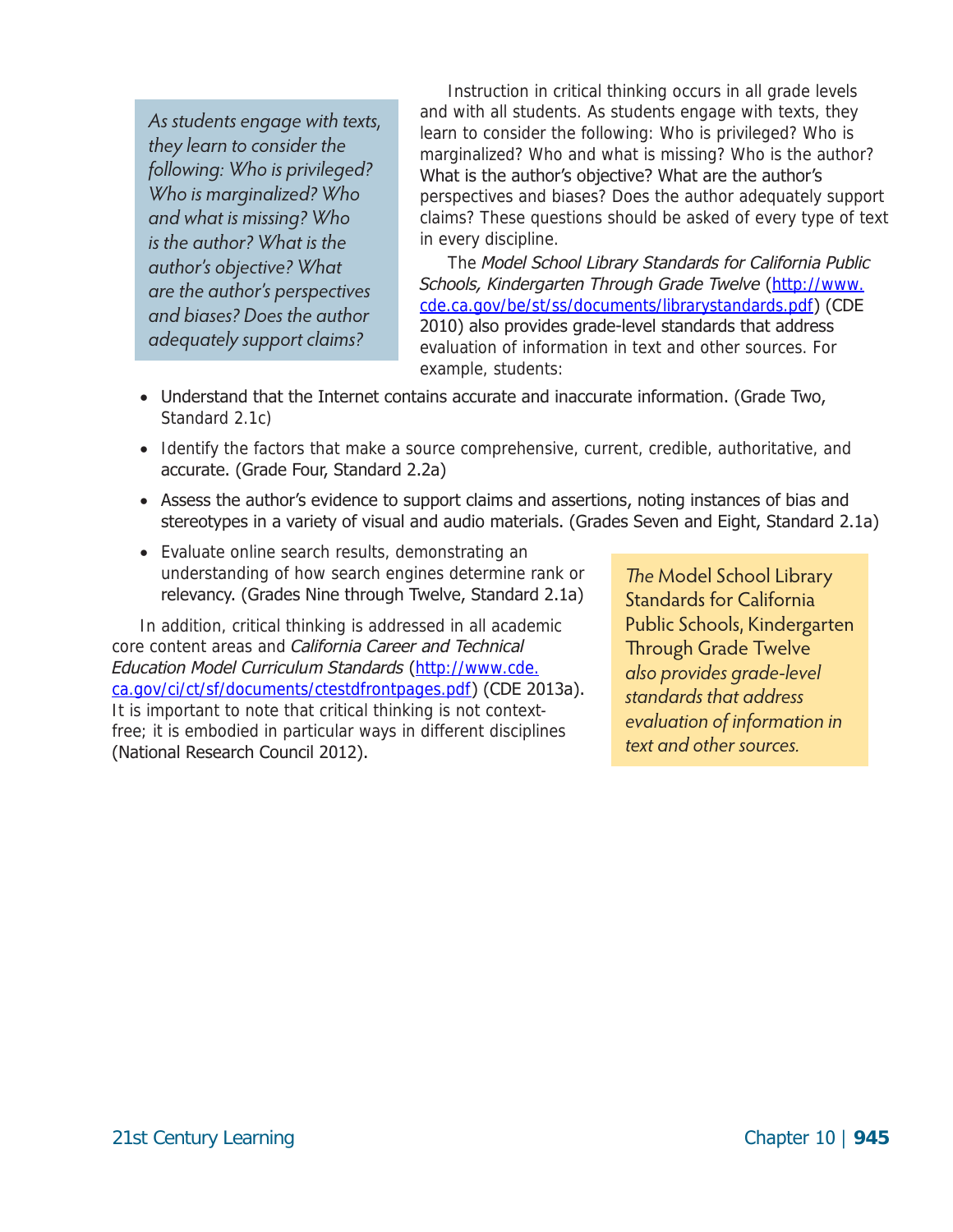> *As students engage with texts, they learn to consider the following: Who is privileged? Who is marginalized? Who and what is missing? Who is the author? What is the author's objective? What are the author's perspectives and biases? Does the author adequately support claims?*

Instruction in critical thinking occurs in all grade levels and with all students. As students engage with texts, they learn to consider the following: Who is privileged? Who is marginalized? Who and what is missing? Who is the author? What is the author's objective? What are the author's perspectives and biases? Does the author adequately support claims? These questions should be asked of every type of text in every discipline.

The *Model School Library Standards for California Public Schools, Kindergarten Through Grade Twelve* (http://www.cde.ca.gov/be/st/ss/documents/librarystandards.pdf) (CDE 2010) also provides grade-level standards that address evaluation of information in text and other sources. For example, students:

- Understand that the Internet contains accurate and inaccurate information. (Grade Two, Standard 2.1c)
- Identify the factors that make a source comprehensive, current, credible, authoritative, and accurate. (Grade Four, Standard 2.2a)
- Assess the author's evidence to support claims and assertions, noting instances of bias and stereotypes in a variety of visual and audio materials. (Grades Seven and Eight, Standard 2.1a)
- Evaluate online search results, demonstrating an understanding of how search engines determine rank or relevancy. (Grades Nine through Twelve, Standard 2.1a)

> *The* Model School Library Standards for California Public Schools, Kindergarten Through Grade Twelve *also provides grade-level standards that address evaluation of information in text and other sources.*

In addition, critical thinking is addressed in all academic core content areas and *California Career and Technical Education Model Curriculum Standards* (http://www.cde.ca.gov/ci/ct/sf/documents/ctestdfrontpages.pdf) (CDE 2013a). It is important to note that critical thinking is not context-free; it is embodied in particular ways in different disciplines (National Research Council 2012).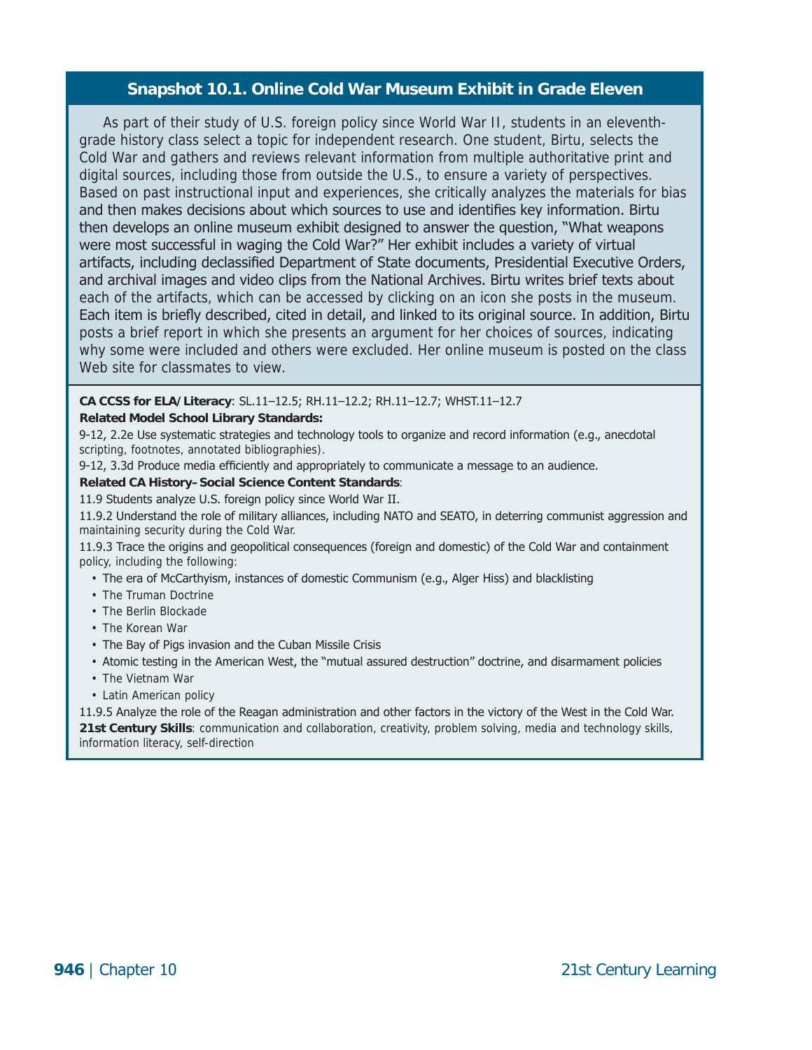### Snapshot 10.1. Online Cold War Museum Exhibit in Grade Eleven

As part of their study of U.S. foreign policy since World War II, students in an eleventh-grade history class select a topic for independent research. One student, Birtu, selects the Cold War and gathers and reviews relevant information from multiple authoritative print and digital sources, including those from outside the U.S., to ensure a variety of perspectives. Based on past instructional input and experiences, she critically analyzes the materials for bias and then makes decisions about which sources to use and identifies key information. Birtu then develops an online museum exhibit designed to answer the question, "What weapons were most successful in waging the Cold War?" Her exhibit includes a variety of virtual artifacts, including declassified Department of State documents, Presidential Executive Orders, and archival images and video clips from the National Archives. Birtu writes brief texts about each of the artifacts, which can be accessed by clicking on an icon she posts in the museum. Each item is briefly described, cited in detail, and linked to its original source. In addition, Birtu posts a brief report in which she presents an argument for her choices of sources, indicating why some were included and others were excluded. Her online museum is posted on the class Web site for classmates to view.

**CA CCSS for ELA/Literacy**: SL.11–12.5; RH.11–12.2; RH.11–12.7; WHST.11–12.7

**Related Model School Library Standards:**

9-12, 2.2e Use systematic strategies and technology tools to organize and record information (e.g., anecdotal scripting, footnotes, annotated bibliographies).

9-12, 3.3d Produce media efficiently and appropriately to communicate a message to an audience.

**Related CA History–Social Science Content Standards**:

11.9 Students analyze U.S. foreign policy since World War II.

11.9.2 Understand the role of military alliances, including NATO and SEATO, in deterring communist aggression and maintaining security during the Cold War.

11.9.3 Trace the origins and geopolitical consequences (foreign and domestic) of the Cold War and containment policy, including the following:

- The era of McCarthyism, instances of domestic Communism (e.g., Alger Hiss) and blacklisting
- The Truman Doctrine
- The Berlin Blockade
- The Korean War
- The Bay of Pigs invasion and the Cuban Missile Crisis
- Atomic testing in the American West, the "mutual assured destruction" doctrine, and disarmament policies
- The Vietnam War
- Latin American policy

11.9.5 Analyze the role of the Reagan administration and other factors in the victory of the West in the Cold War.

**21st Century Skills**: communication and collaboration, creativity, problem solving, media and technology skills, information literacy, self-direction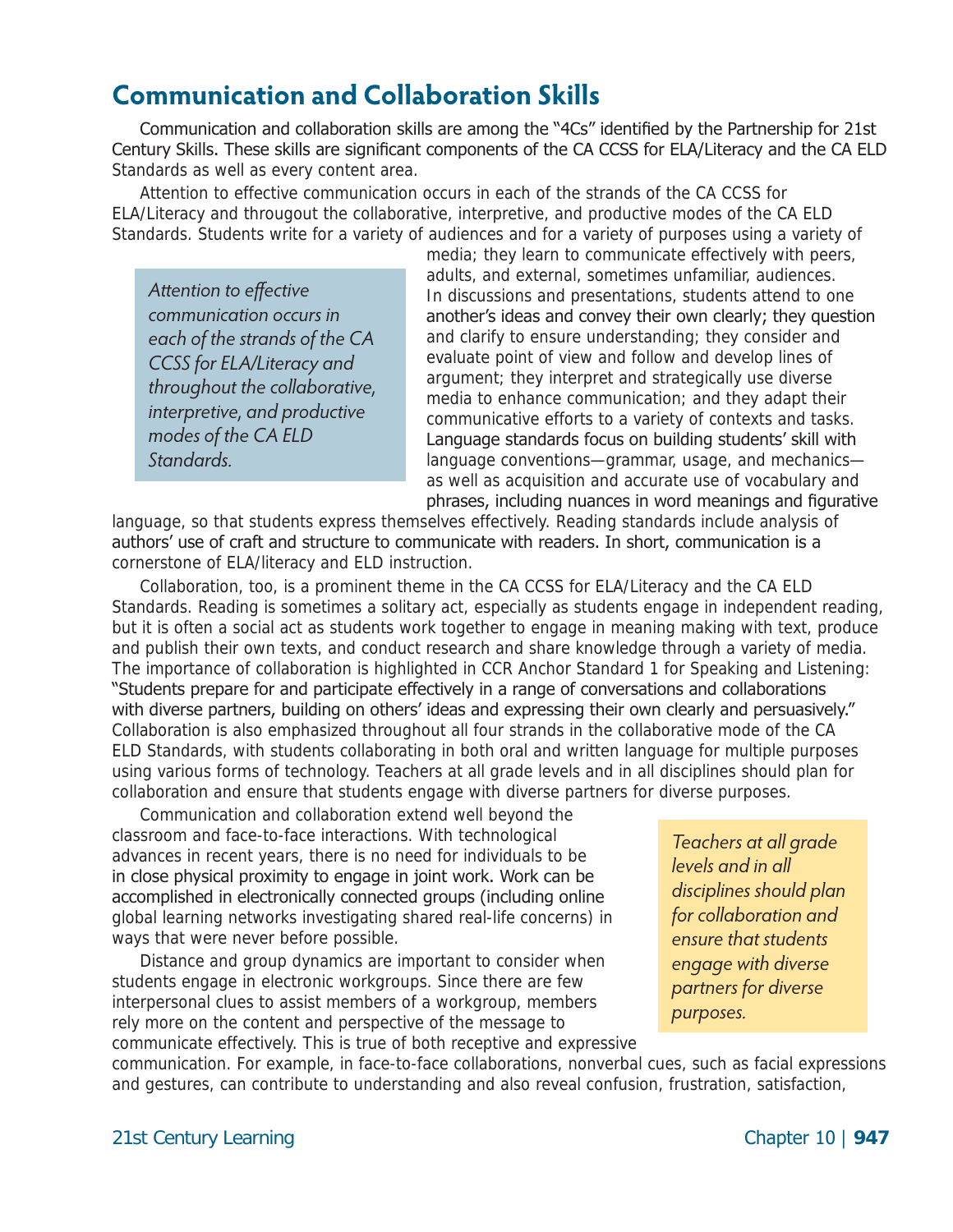## Communication and Collaboration Skills

Communication and collaboration skills are among the "4Cs" identified by the Partnership for 21st Century Skills. These skills are significant components of the CA CCSS for ELA/Literacy and the CA ELD Standards as well as every content area.

Attention to effective communication occurs in each of the strands of the CA CCSS for ELA/Literacy and througout the collaborative, interpretive, and productive modes of the CA ELD Standards. Students write for a variety of audiences and for a variety of purposes using a variety of media; they learn to communicate effectively with peers, adults, and external, sometimes unfamiliar, audiences. In discussions and presentations, students attend to one another's ideas and convey their own clearly; they question and clarify to ensure understanding; they consider and evaluate point of view and follow and develop lines of argument; they interpret and strategically use diverse media to enhance communication; and they adapt their communicative efforts to a variety of contexts and tasks. Language standards focus on building students' skill with language conventions—grammar, usage, and mechanics—as well as acquisition and accurate use of vocabulary and phrases, including nuances in word meanings and figurative language, so that students express themselves effectively. Reading standards include analysis of authors' use of craft and structure to communicate with readers. In short, communication is a cornerstone of ELA/literacy and ELD instruction.

*Attention to effective communication occurs in each of the strands of the CA CCSS for ELA/Literacy and throughout the collaborative, interpretive, and productive modes of the CA ELD Standards.*

Collaboration, too, is a prominent theme in the CA CCSS for ELA/Literacy and the CA ELD Standards. Reading is sometimes a solitary act, especially as students engage in independent reading, but it is often a social act as students work together to engage in meaning making with text, produce and publish their own texts, and conduct research and share knowledge through a variety of media. The importance of collaboration is highlighted in CCR Anchor Standard 1 for Speaking and Listening: "Students prepare for and participate effectively in a range of conversations and collaborations with diverse partners, building on others' ideas and expressing their own clearly and persuasively." Collaboration is also emphasized throughout all four strands in the collaborative mode of the CA ELD Standards, with students collaborating in both oral and written language for multiple purposes using various forms of technology. Teachers at all grade levels and in all disciplines should plan for collaboration and ensure that students engage with diverse partners for diverse purposes.

Communication and collaboration extend well beyond the classroom and face-to-face interactions. With technological advances in recent years, there is no need for individuals to be in close physical proximity to engage in joint work. Work can be accomplished in electronically connected groups (including online global learning networks investigating shared real-life concerns) in ways that were never before possible.

*Teachers at all grade levels and in all disciplines should plan for collaboration and ensure that students engage with diverse partners for diverse purposes.*

Distance and group dynamics are important to consider when students engage in electronic workgroups. Since there are few interpersonal clues to assist members of a workgroup, members rely more on the content and perspective of the message to communicate effectively. This is true of both receptive and expressive communication. For example, in face-to-face collaborations, nonverbal cues, such as facial expressions and gestures, can contribute to understanding and also reveal confusion, frustration, satisfaction,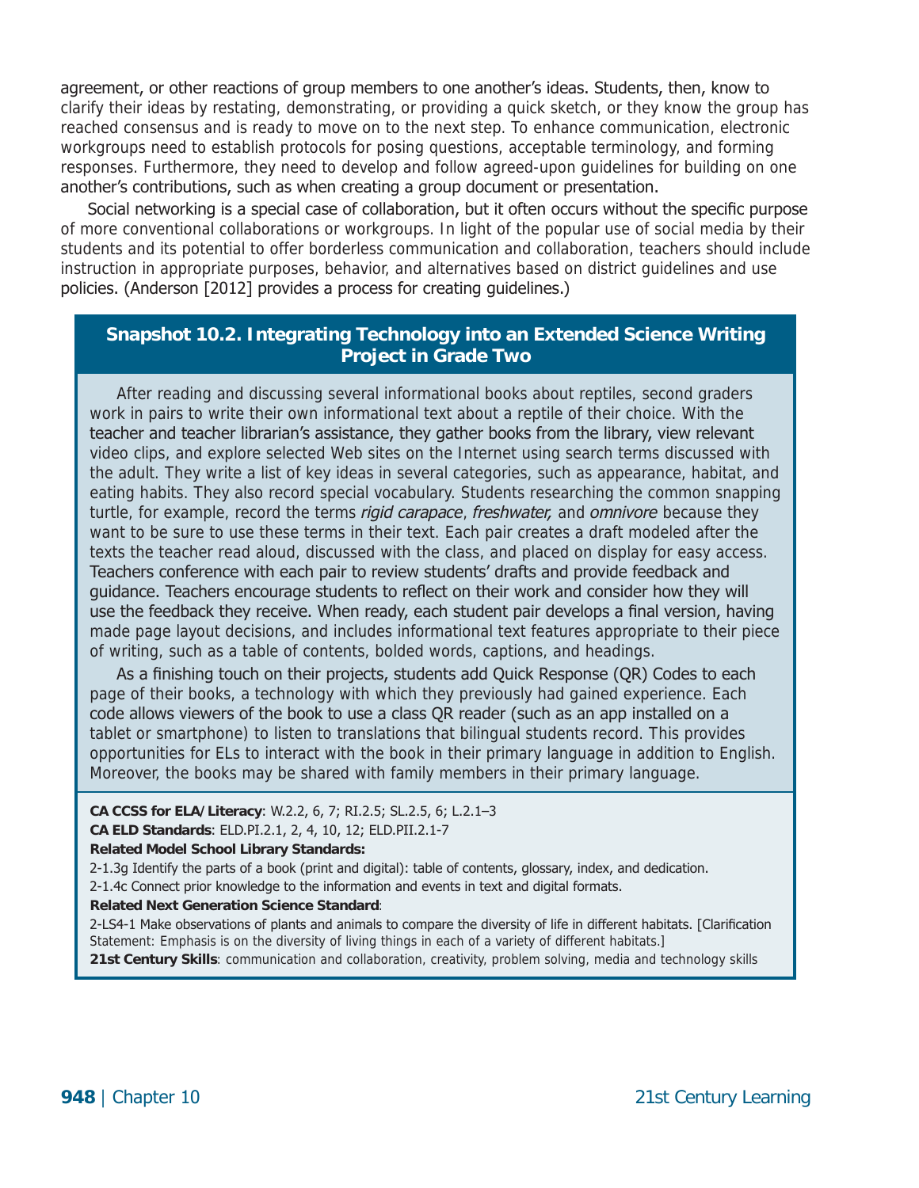agreement, or other reactions of group members to one another's ideas. Students, then, know to clarify their ideas by restating, demonstrating, or providing a quick sketch, or they know the group has reached consensus and is ready to move on to the next step. To enhance communication, electronic workgroups need to establish protocols for posing questions, acceptable terminology, and forming responses. Furthermore, they need to develop and follow agreed-upon guidelines for building on one another's contributions, such as when creating a group document or presentation.

Social networking is a special case of collaboration, but it often occurs without the specific purpose of more conventional collaborations or workgroups. In light of the popular use of social media by their students and its potential to offer borderless communication and collaboration, teachers should include instruction in appropriate purposes, behavior, and alternatives based on district guidelines and use policies. (Anderson [2012] provides a process for creating guidelines.)

### Snapshot 10.2. Integrating Technology into an Extended Science Writing Project in Grade Two

After reading and discussing several informational books about reptiles, second graders work in pairs to write their own informational text about a reptile of their choice. With the teacher and teacher librarian's assistance, they gather books from the library, view relevant video clips, and explore selected Web sites on the Internet using search terms discussed with the adult. They write a list of key ideas in several categories, such as appearance, habitat, and eating habits. They also record special vocabulary. Students researching the common snapping turtle, for example, record the terms *rigid carapace*, *freshwater,* and *omnivore* because they want to be sure to use these terms in their text. Each pair creates a draft modeled after the texts the teacher read aloud, discussed with the class, and placed on display for easy access. Teachers conference with each pair to review students' drafts and provide feedback and guidance. Teachers encourage students to reflect on their work and consider how they will use the feedback they receive. When ready, each student pair develops a final version, having made page layout decisions, and includes informational text features appropriate to their piece of writing, such as a table of contents, bolded words, captions, and headings.

As a finishing touch on their projects, students add Quick Response (QR) Codes to each page of their books, a technology with which they previously had gained experience. Each code allows viewers of the book to use a class QR reader (such as an app installed on a tablet or smartphone) to listen to translations that bilingual students record. This provides opportunities for ELs to interact with the book in their primary language in addition to English. Moreover, the books may be shared with family members in their primary language.

**CA CCSS for ELA/Literacy**: W.2.2, 6, 7; RI.2.5; SL.2.5, 6; L.2.1–3
**CA ELD Standards**: ELD.PI.2.1, 2, 4, 10, 12; ELD.PII.2.1-7
**Related Model School Library Standards:**
2-1.3g Identify the parts of a book (print and digital): table of contents, glossary, index, and dedication.
2-1.4c Connect prior knowledge to the information and events in text and digital formats.
**Related Next Generation Science Standard**:
2-LS4-1 Make observations of plants and animals to compare the diversity of life in different habitats. [Clarification Statement: Emphasis is on the diversity of living things in each of a variety of different habitats.]
**21st Century Skills**: communication and collaboration, creativity, problem solving, media and technology skills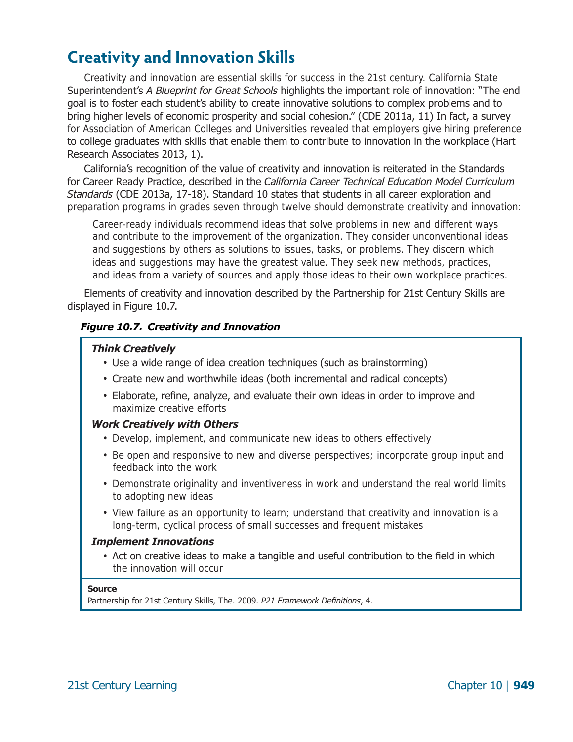## Creativity and Innovation Skills

Creativity and innovation are essential skills for success in the 21st century. California State Superintendent's *A Blueprint for Great Schools* highlights the important role of innovation: "The end goal is to foster each student's ability to create innovative solutions to complex problems and to bring higher levels of economic prosperity and social cohesion." (CDE 2011a, 11) In fact, a survey for Association of American Colleges and Universities revealed that employers give hiring preference to college graduates with skills that enable them to contribute to innovation in the workplace (Hart Research Associates 2013, 1).

California's recognition of the value of creativity and innovation is reiterated in the Standards for Career Ready Practice, described in the *California Career Technical Education Model Curriculum Standards* (CDE 2013a, 17-18). Standard 10 states that students in all career exploration and preparation programs in grades seven through twelve should demonstrate creativity and innovation:

> Career-ready individuals recommend ideas that solve problems in new and different ways and contribute to the improvement of the organization. They consider unconventional ideas and suggestions by others as solutions to issues, tasks, or problems. They discern which ideas and suggestions may have the greatest value. They seek new methods, practices, and ideas from a variety of sources and apply those ideas to their own workplace practices.

Elements of creativity and innovation described by the Partnership for 21st Century Skills are displayed in Figure 10.7.

***Figure 10.7. Creativity and Innovation***

***Think Creatively***

- Use a wide range of idea creation techniques (such as brainstorming)
- Create new and worthwhile ideas (both incremental and radical concepts)
- Elaborate, refine, analyze, and evaluate their own ideas in order to improve and maximize creative efforts

***Work Creatively with Others***

- Develop, implement, and communicate new ideas to others effectively
- Be open and responsive to new and diverse perspectives; incorporate group input and feedback into the work
- Demonstrate originality and inventiveness in work and understand the real world limits to adopting new ideas
- View failure as an opportunity to learn; understand that creativity and innovation is a long-term, cyclical process of small successes and frequent mistakes

***Implement Innovations***

- Act on creative ideas to make a tangible and useful contribution to the field in which the innovation will occur

**Source**

Partnership for 21st Century Skills, The. 2009. *P21 Framework Definitions*, 4.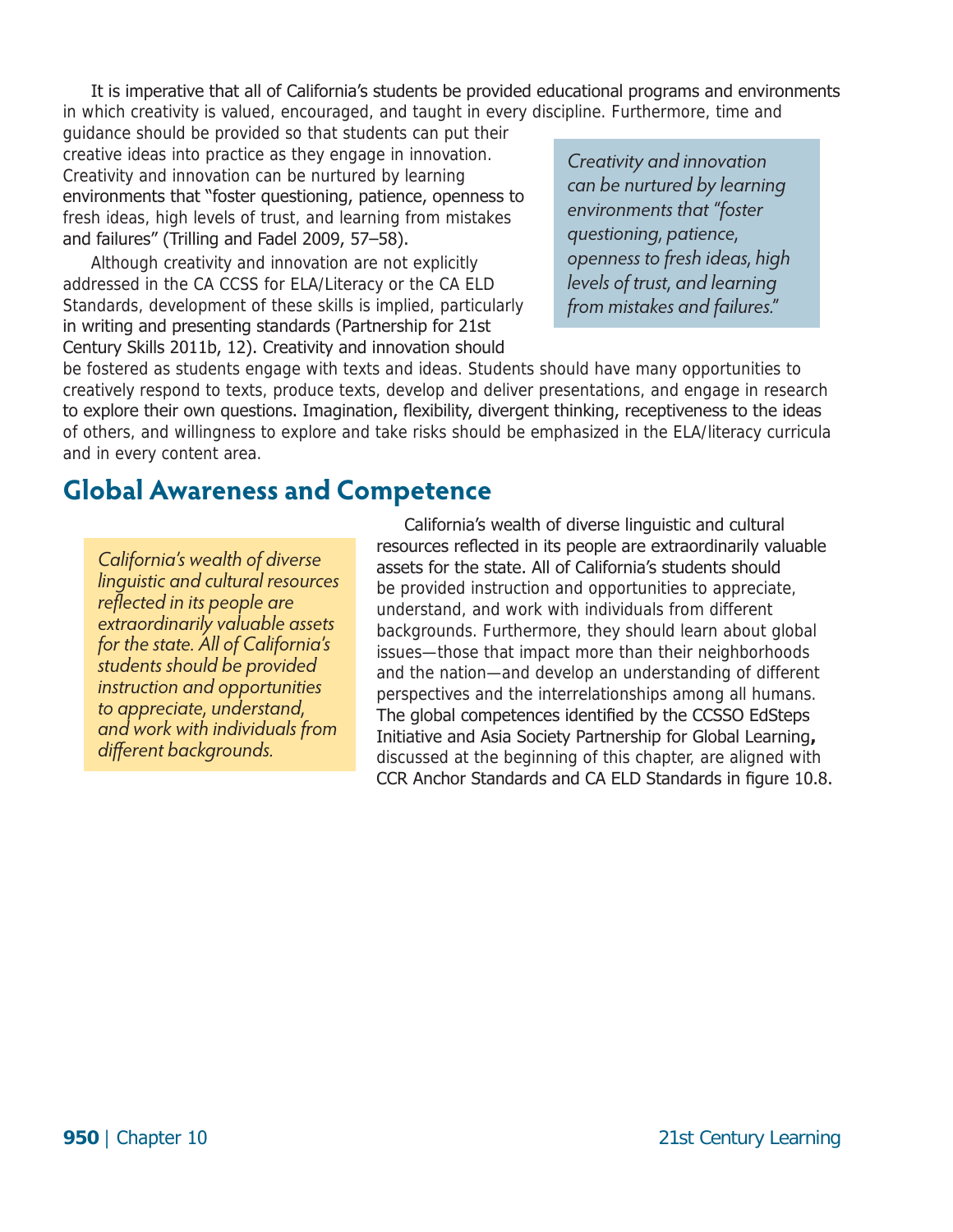It is imperative that all of California's students be provided educational programs and environments in which creativity is valued, encouraged, and taught in every discipline. Furthermore, time and guidance should be provided so that students can put their creative ideas into practice as they engage in innovation. Creativity and innovation can be nurtured by learning environments that "foster questioning, patience, openness to fresh ideas, high levels of trust, and learning from mistakes and failures" (Trilling and Fadel 2009, 57–58).

> *Creativity and innovation can be nurtured by learning environments that "foster questioning, patience, openness to fresh ideas, high levels of trust, and learning from mistakes and failures."*

Although creativity and innovation are not explicitly addressed in the CA CCSS for ELA/Literacy or the CA ELD Standards, development of these skills is implied, particularly in writing and presenting standards (Partnership for 21st Century Skills 2011b, 12). Creativity and innovation should be fostered as students engage with texts and ideas. Students should have many opportunities to creatively respond to texts, produce texts, develop and deliver presentations, and engage in research to explore their own questions. Imagination, flexibility, divergent thinking, receptiveness to the ideas of others, and willingness to explore and take risks should be emphasized in the ELA/literacy curricula and in every content area.

## Global Awareness and Competence

> *California's wealth of diverse linguistic and cultural resources reflected in its people are extraordinarily valuable assets for the state. All of California's students should be provided instruction and opportunities to appreciate, understand, and work with individuals from different backgrounds.*

California's wealth of diverse linguistic and cultural resources reflected in its people are extraordinarily valuable assets for the state. All of California's students should be provided instruction and opportunities to appreciate, understand, and work with individuals from different backgrounds. Furthermore, they should learn about global issues—those that impact more than their neighborhoods and the nation—and develop an understanding of different perspectives and the interrelationships among all humans. The global competences identified by the CCSSO EdSteps Initiative and Asia Society Partnership for Global Learning, discussed at the beginning of this chapter, are aligned with CCR Anchor Standards and CA ELD Standards in figure 10.8.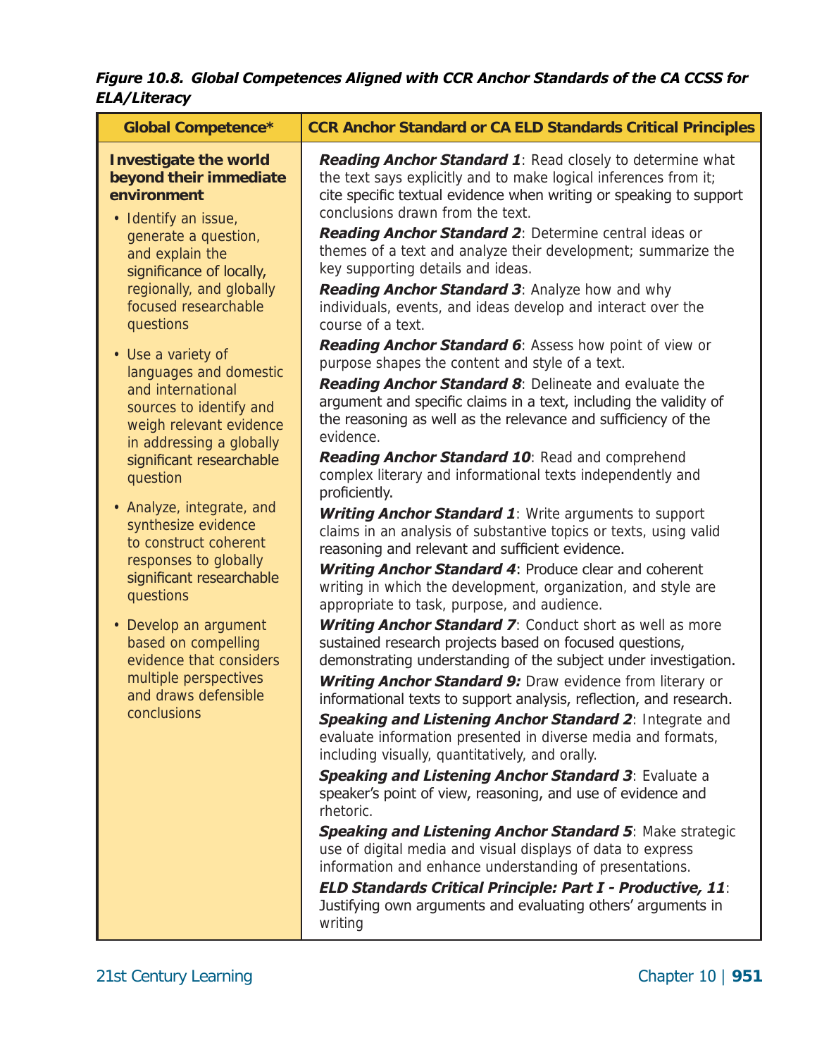***Figure 10.8. Global Competences Aligned with CCR Anchor Standards of the CA CCSS for ELA/Literacy***

| Global Competence* | CCR Anchor Standard or CA ELD Standards Critical Principles |
| --- | --- |
| **Investigate the world beyond their immediate environment**<br>• Identify an issue, generate a question, and explain the significance of locally, regionally, and globally focused researchable questions<br>• Use a variety of languages and domestic and international sources to identify and weigh relevant evidence in addressing a globally significant researchable question<br>• Analyze, integrate, and synthesize evidence to construct coherent responses to globally significant researchable questions<br>• Develop an argument based on compelling evidence that considers multiple perspectives and draws defensible conclusions | ***Reading Anchor Standard 1***: Read closely to determine what the text says explicitly and to make logical inferences from it; cite specific textual evidence when writing or speaking to support conclusions drawn from the text.<br>***Reading Anchor Standard 2***: Determine central ideas or themes of a text and analyze their development; summarize the key supporting details and ideas.<br>***Reading Anchor Standard 3***: Analyze how and why individuals, events, and ideas develop and interact over the course of a text.<br>***Reading Anchor Standard 6***: Assess how point of view or purpose shapes the content and style of a text.<br>***Reading Anchor Standard 8***: Delineate and evaluate the argument and specific claims in a text, including the validity of the reasoning as well as the relevance and sufficiency of the evidence.<br>***Reading Anchor Standard 10***: Read and comprehend complex literary and informational texts independently and proficiently.<br>***Writing Anchor Standard 1***: Write arguments to support claims in an analysis of substantive topics or texts, using valid reasoning and relevant and sufficient evidence.<br>***Writing Anchor Standard 4***: Produce clear and coherent writing in which the development, organization, and style are appropriate to task, purpose, and audience.<br>***Writing Anchor Standard 7***: Conduct short as well as more sustained research projects based on focused questions, demonstrating understanding of the subject under investigation.<br>***Writing Anchor Standard 9:*** Draw evidence from literary or informational texts to support analysis, reflection, and research.<br>***Speaking and Listening Anchor Standard 2***: Integrate and evaluate information presented in diverse media and formats, including visually, quantitatively, and orally.<br>***Speaking and Listening Anchor Standard 3***: Evaluate a speaker's point of view, reasoning, and use of evidence and rhetoric.<br>***Speaking and Listening Anchor Standard 5***: Make strategic use of digital media and visual displays of data to express information and enhance understanding of presentations.<br>***ELD Standards Critical Principle: Part I - Productive, 11***: Justifying own arguments and evaluating others' arguments in writing |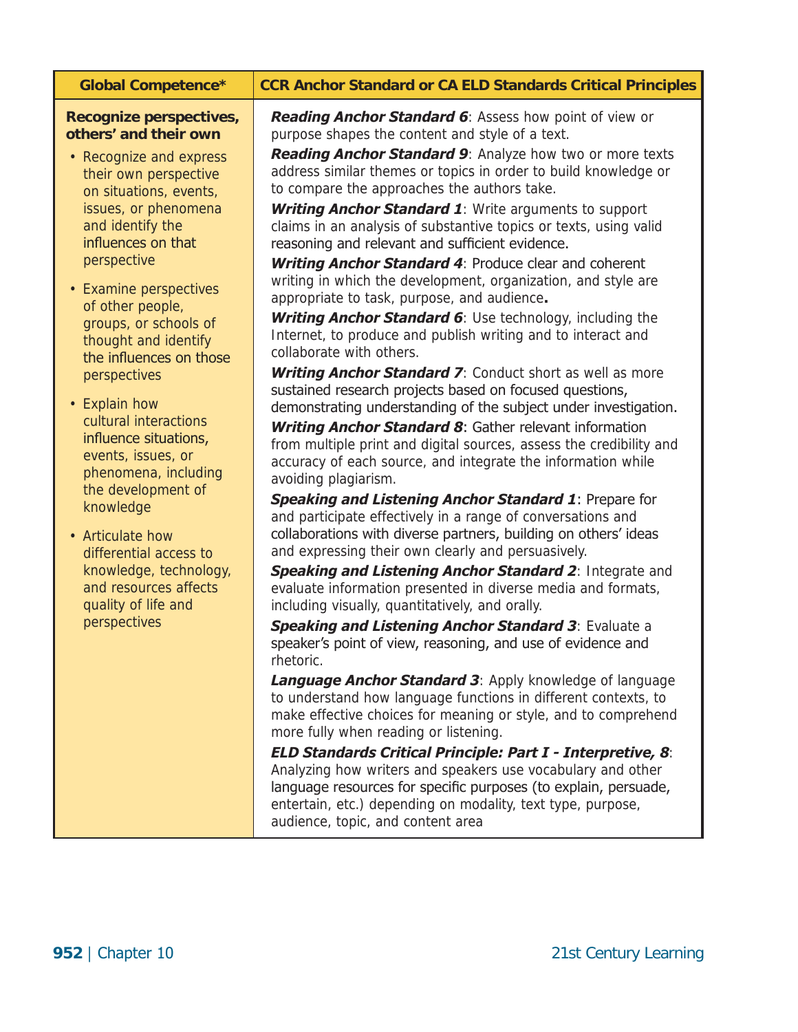| Global Competence* | CCR Anchor Standard or CA ELD Standards Critical Principles |
| --- | --- |
| **Recognize perspectives, others' and their own**<br>• Recognize and express their own perspective on situations, events, issues, or phenomena and identify the influences on that perspective<br>• Examine perspectives of other people, groups, or schools of thought and identify the influences on those perspectives<br>• Explain how cultural interactions influence situations, events, issues, or phenomena, including the development of knowledge<br>• Articulate how differential access to knowledge, technology, and resources affects quality of life and perspectives | ***Reading Anchor Standard 6***: Assess how point of view or purpose shapes the content and style of a text.<br>***Reading Anchor Standard 9***: Analyze how two or more texts address similar themes or topics in order to build knowledge or to compare the approaches the authors take.<br>***Writing Anchor Standard 1***: Write arguments to support claims in an analysis of substantive topics or texts, using valid reasoning and relevant and sufficient evidence.<br>***Writing Anchor Standard 4***: Produce clear and coherent writing in which the development, organization, and style are appropriate to task, purpose, and audience.<br>***Writing Anchor Standard 6***: Use technology, including the Internet, to produce and publish writing and to interact and collaborate with others.<br>***Writing Anchor Standard 7***: Conduct short as well as more sustained research projects based on focused questions, demonstrating understanding of the subject under investigation.<br>***Writing Anchor Standard 8***: Gather relevant information from multiple print and digital sources, assess the credibility and accuracy of each source, and integrate the information while avoiding plagiarism.<br>***Speaking and Listening Anchor Standard 1***: Prepare for and participate effectively in a range of conversations and collaborations with diverse partners, building on others' ideas and expressing their own clearly and persuasively.<br>***Speaking and Listening Anchor Standard 2***: Integrate and evaluate information presented in diverse media and formats, including visually, quantitatively, and orally.<br>***Speaking and Listening Anchor Standard 3***: Evaluate a speaker's point of view, reasoning, and use of evidence and rhetoric.<br>***Language Anchor Standard 3***: Apply knowledge of language to understand how language functions in different contexts, to make effective choices for meaning or style, and to comprehend more fully when reading or listening.<br>***ELD Standards Critical Principle: Part I - Interpretive, 8***: Analyzing how writers and speakers use vocabulary and other language resources for specific purposes (to explain, persuade, entertain, etc.) depending on modality, text type, purpose, audience, topic, and content area |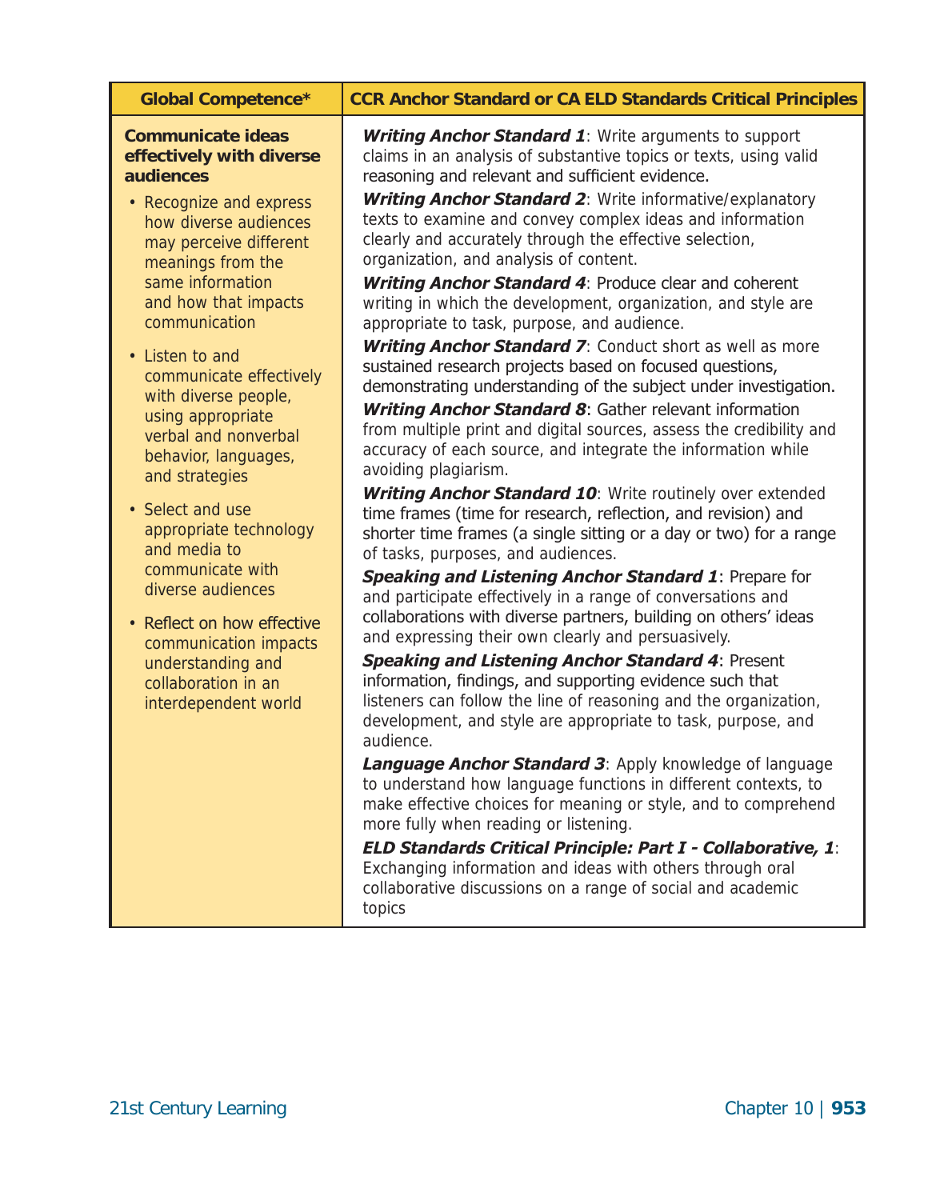| Global Competence* | CCR Anchor Standard or CA ELD Standards Critical Principles |
| --- | --- |
| **Communicate ideas effectively with diverse audiences**<br>• Recognize and express how diverse audiences may perceive different meanings from the same information and how that impacts communication<br>• Listen to and communicate effectively with diverse people, using appropriate verbal and nonverbal behavior, languages, and strategies<br>• Select and use appropriate technology and media to communicate with diverse audiences<br>• Reflect on how effective communication impacts understanding and collaboration in an interdependent world | ***Writing Anchor Standard 1***: Write arguments to support claims in an analysis of substantive topics or texts, using valid reasoning and relevant and sufficient evidence.<br>***Writing Anchor Standard 2***: Write informative/explanatory texts to examine and convey complex ideas and information clearly and accurately through the effective selection, organization, and analysis of content.<br>***Writing Anchor Standard 4***: Produce clear and coherent writing in which the development, organization, and style are appropriate to task, purpose, and audience.<br>***Writing Anchor Standard 7***: Conduct short as well as more sustained research projects based on focused questions, demonstrating understanding of the subject under investigation.<br>***Writing Anchor Standard 8***: Gather relevant information from multiple print and digital sources, assess the credibility and accuracy of each source, and integrate the information while avoiding plagiarism.<br>***Writing Anchor Standard 10***: Write routinely over extended time frames (time for research, reflection, and revision) and shorter time frames (a single sitting or a day or two) for a range of tasks, purposes, and audiences.<br>***Speaking and Listening Anchor Standard 1***: Prepare for and participate effectively in a range of conversations and collaborations with diverse partners, building on others' ideas and expressing their own clearly and persuasively.<br>***Speaking and Listening Anchor Standard 4***: Present information, findings, and supporting evidence such that listeners can follow the line of reasoning and the organization, development, and style are appropriate to task, purpose, and audience.<br>***Language Anchor Standard 3***: Apply knowledge of language to understand how language functions in different contexts, to make effective choices for meaning or style, and to comprehend more fully when reading or listening.<br>***ELD Standards Critical Principle: Part I - Collaborative, 1***: Exchanging information and ideas with others through oral collaborative discussions on a range of social and academic topics |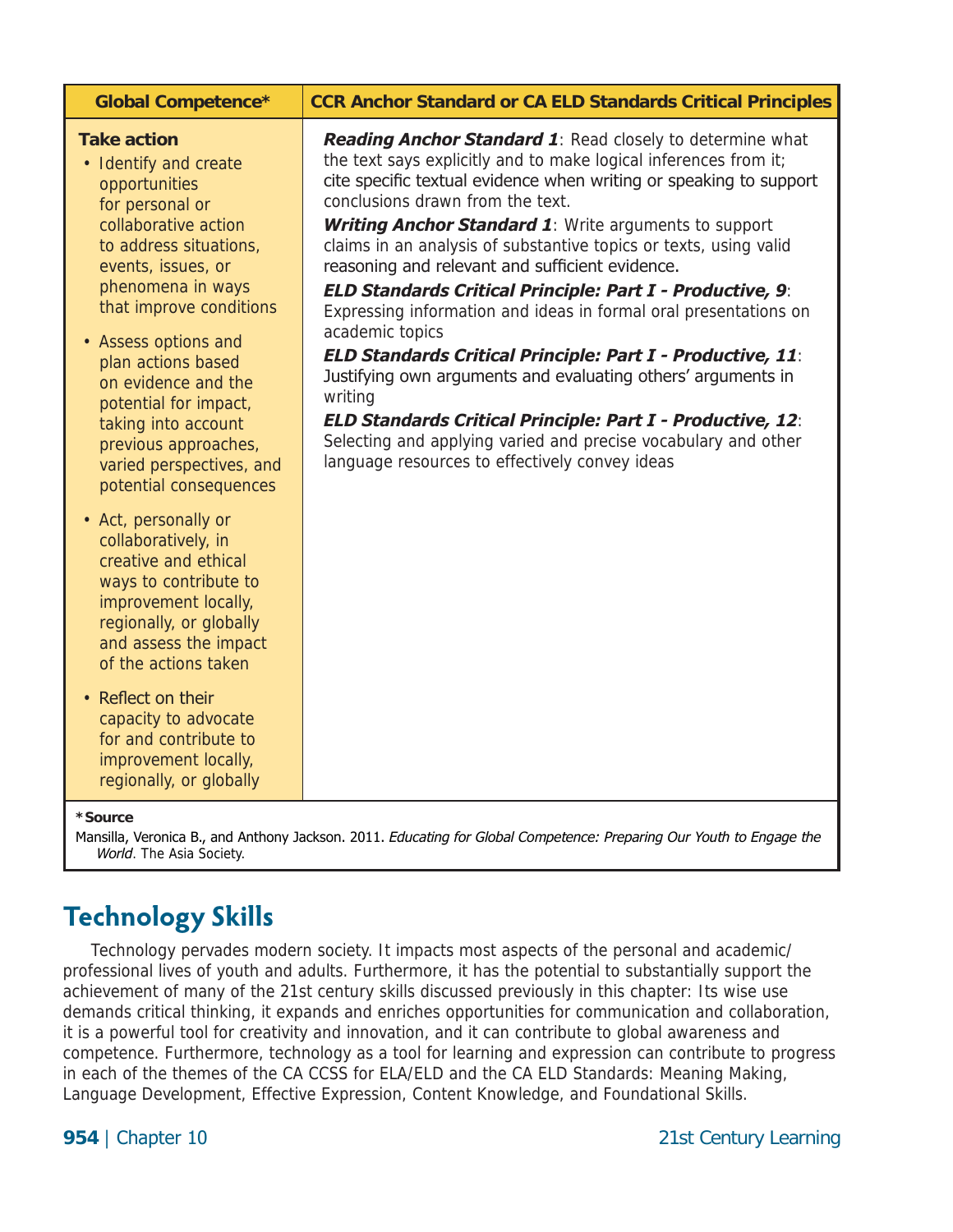| Global Competence* | CCR Anchor Standard or CA ELD Standards Critical Principles |
|---|---|
| **Take action**<br>• Identify and create opportunities for personal or collaborative action to address situations, events, issues, or phenomena in ways that improve conditions<br>• Assess options and plan actions based on evidence and the potential for impact, taking into account previous approaches, varied perspectives, and potential consequences<br>• Act, personally or collaboratively, in creative and ethical ways to contribute to improvement locally, regionally, or globally and assess the impact of the actions taken<br>• Reflect on their capacity to advocate for and contribute to improvement locally, regionally, or globally | ***Reading Anchor Standard 1***: Read closely to determine what the text says explicitly and to make logical inferences from it; cite specific textual evidence when writing or speaking to support conclusions drawn from the text.<br>***Writing Anchor Standard 1***: Write arguments to support claims in an analysis of substantive topics or texts, using valid reasoning and relevant and sufficient evidence.<br>***ELD Standards Critical Principle: Part I - Productive, 9***: Expressing information and ideas in formal oral presentations on academic topics<br>***ELD Standards Critical Principle: Part I - Productive, 11***: Justifying own arguments and evaluating others' arguments in writing<br>***ELD Standards Critical Principle: Part I - Productive, 12***: Selecting and applying varied and precise vocabulary and other language resources to effectively convey ideas |

***Source**

Mansilla, Veronica B., and Anthony Jackson. 2011. *Educating for Global Competence: Preparing Our Youth to Engage the World*. The Asia Society.

## Technology Skills

Technology pervades modern society. It impacts most aspects of the personal and academic/professional lives of youth and adults. Furthermore, it has the potential to substantially support the achievement of many of the 21st century skills discussed previously in this chapter: Its wise use demands critical thinking, it expands and enriches opportunities for communication and collaboration, it is a powerful tool for creativity and innovation, and it can contribute to global awareness and competence. Furthermore, technology as a tool for learning and expression can contribute to progress in each of the themes of the CA CCSS for ELA/ELD and the CA ELD Standards: Meaning Making, Language Development, Effective Expression, Content Knowledge, and Foundational Skills.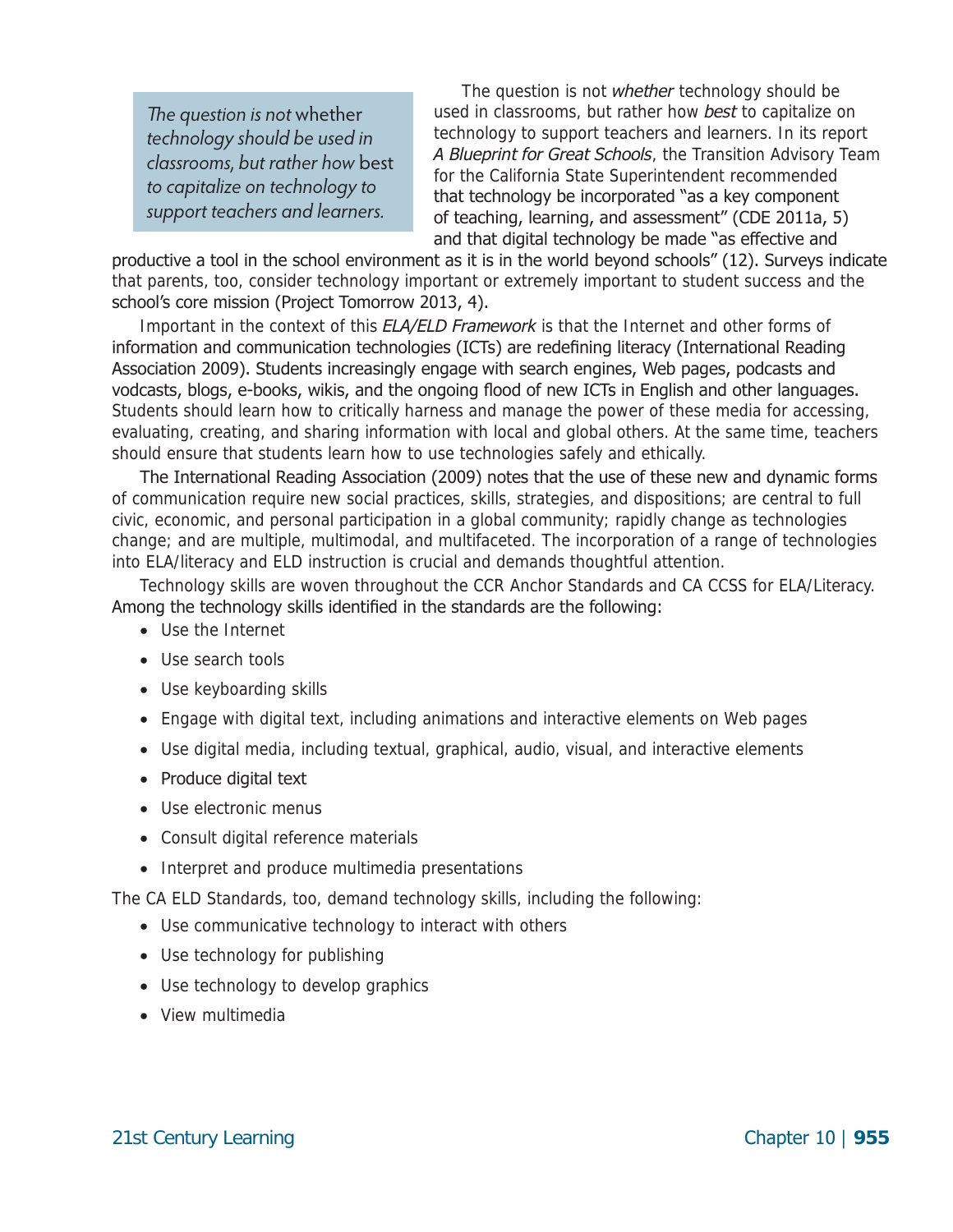> *The question is not* whether *technology should be used in classrooms, but rather how* best *to capitalize on technology to support teachers and learners.*

The question is not *whether* technology should be used in classrooms, but rather how *best* to capitalize on technology to support teachers and learners. In its report *A Blueprint for Great Schools*, the Transition Advisory Team for the California State Superintendent recommended that technology be incorporated "as a key component of teaching, learning, and assessment" (CDE 2011a, 5) and that digital technology be made "as effective and productive a tool in the school environment as it is in the world beyond schools" (12). Surveys indicate that parents, too, consider technology important or extremely important to student success and the school's core mission (Project Tomorrow 2013, 4).

Important in the context of this *ELA/ELD Framework* is that the Internet and other forms of information and communication technologies (ICTs) are redefining literacy (International Reading Association 2009). Students increasingly engage with search engines, Web pages, podcasts and vodcasts, blogs, e-books, wikis, and the ongoing flood of new ICTs in English and other languages. Students should learn how to critically harness and manage the power of these media for accessing, evaluating, creating, and sharing information with local and global others. At the same time, teachers should ensure that students learn how to use technologies safely and ethically.

The International Reading Association (2009) notes that the use of these new and dynamic forms of communication require new social practices, skills, strategies, and dispositions; are central to full civic, economic, and personal participation in a global community; rapidly change as technologies change; and are multiple, multimodal, and multifaceted. The incorporation of a range of technologies into ELA/literacy and ELD instruction is crucial and demands thoughtful attention.

Technology skills are woven throughout the CCR Anchor Standards and CA CCSS for ELA/Literacy. Among the technology skills identified in the standards are the following:

- Use the Internet
- Use search tools
- Use keyboarding skills
- Engage with digital text, including animations and interactive elements on Web pages
- Use digital media, including textual, graphical, audio, visual, and interactive elements
- Produce digital text
- Use electronic menus
- Consult digital reference materials
- Interpret and produce multimedia presentations

The CA ELD Standards, too, demand technology skills, including the following:

- Use communicative technology to interact with others
- Use technology for publishing
- Use technology to develop graphics
- View multimedia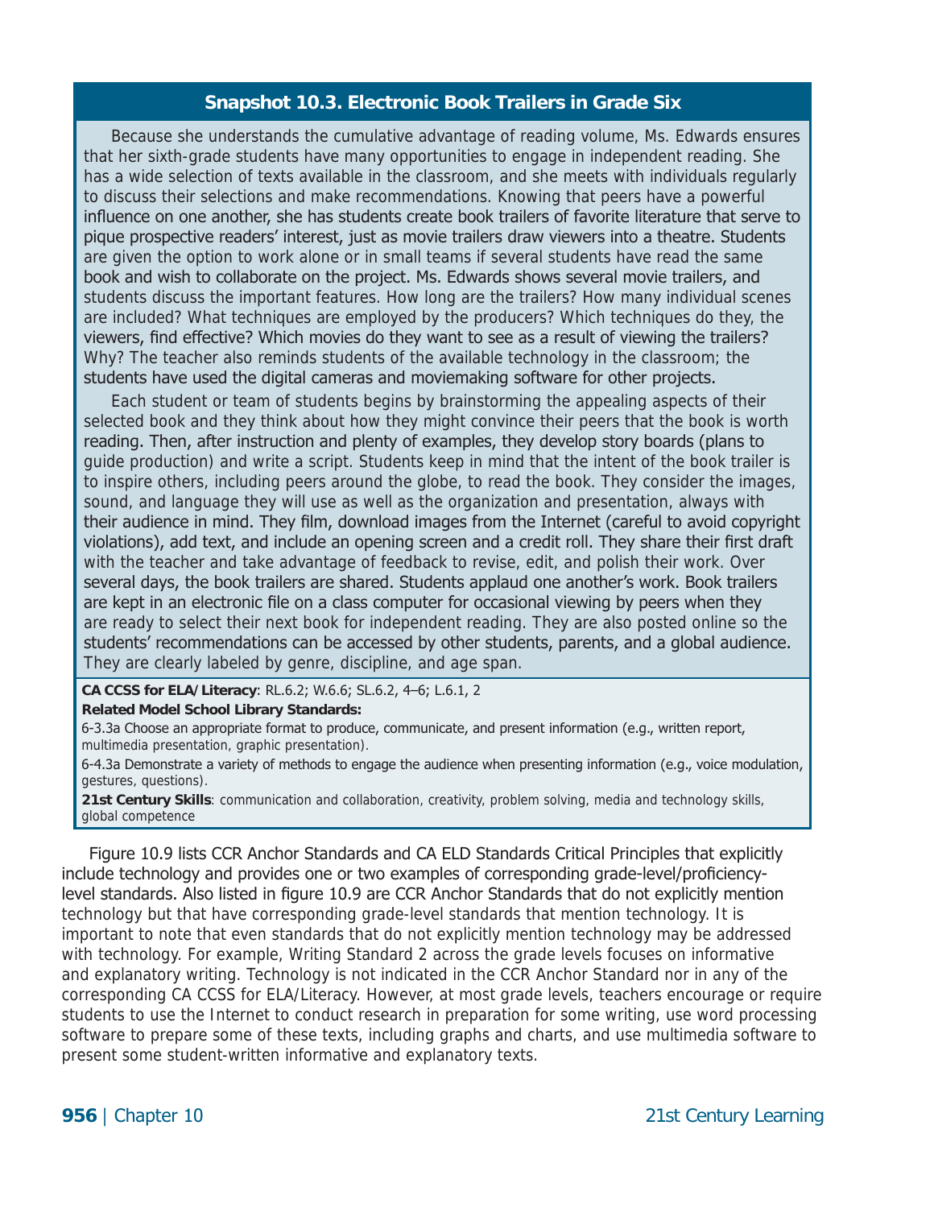### Snapshot 10.3. Electronic Book Trailers in Grade Six

Because she understands the cumulative advantage of reading volume, Ms. Edwards ensures that her sixth-grade students have many opportunities to engage in independent reading. She has a wide selection of texts available in the classroom, and she meets with individuals regularly to discuss their selections and make recommendations. Knowing that peers have a powerful influence on one another, she has students create book trailers of favorite literature that serve to pique prospective readers' interest, just as movie trailers draw viewers into a theatre. Students are given the option to work alone or in small teams if several students have read the same book and wish to collaborate on the project. Ms. Edwards shows several movie trailers, and students discuss the important features. How long are the trailers? How many individual scenes are included? What techniques are employed by the producers? Which techniques do they, the viewers, find effective? Which movies do they want to see as a result of viewing the trailers? Why? The teacher also reminds students of the available technology in the classroom; the students have used the digital cameras and moviemaking software for other projects.

Each student or team of students begins by brainstorming the appealing aspects of their selected book and they think about how they might convince their peers that the book is worth reading. Then, after instruction and plenty of examples, they develop story boards (plans to guide production) and write a script. Students keep in mind that the intent of the book trailer is to inspire others, including peers around the globe, to read the book. They consider the images, sound, and language they will use as well as the organization and presentation, always with their audience in mind. They film, download images from the Internet (careful to avoid copyright violations), add text, and include an opening screen and a credit roll. They share their first draft with the teacher and take advantage of feedback to revise, edit, and polish their work. Over several days, the book trailers are shared. Students applaud one another's work. Book trailers are kept in an electronic file on a class computer for occasional viewing by peers when they are ready to select their next book for independent reading. They are also posted online so the students' recommendations can be accessed by other students, parents, and a global audience. They are clearly labeled by genre, discipline, and age span.

**CA CCSS for ELA/Literacy**: RL.6.2; W.6.6; SL.6.2, 4–6; L.6.1, 2

**Related Model School Library Standards:**

6-3.3a Choose an appropriate format to produce, communicate, and present information (e.g., written report, multimedia presentation, graphic presentation).

6-4.3a Demonstrate a variety of methods to engage the audience when presenting information (e.g., voice modulation, gestures, questions).

**21st Century Skills**: communication and collaboration, creativity, problem solving, media and technology skills, global competence

Figure 10.9 lists CCR Anchor Standards and CA ELD Standards Critical Principles that explicitly include technology and provides one or two examples of corresponding grade-level/proficiency-level standards. Also listed in figure 10.9 are CCR Anchor Standards that do not explicitly mention technology but that have corresponding grade-level standards that mention technology. It is important to note that even standards that do not explicitly mention technology may be addressed with technology. For example, Writing Standard 2 across the grade levels focuses on informative and explanatory writing. Technology is not indicated in the CCR Anchor Standard nor in any of the corresponding CA CCSS for ELA/Literacy. However, at most grade levels, teachers encourage or require students to use the Internet to conduct research in preparation for some writing, use word processing software to prepare some of these texts, including graphs and charts, and use multimedia software to present some student-written informative and explanatory texts.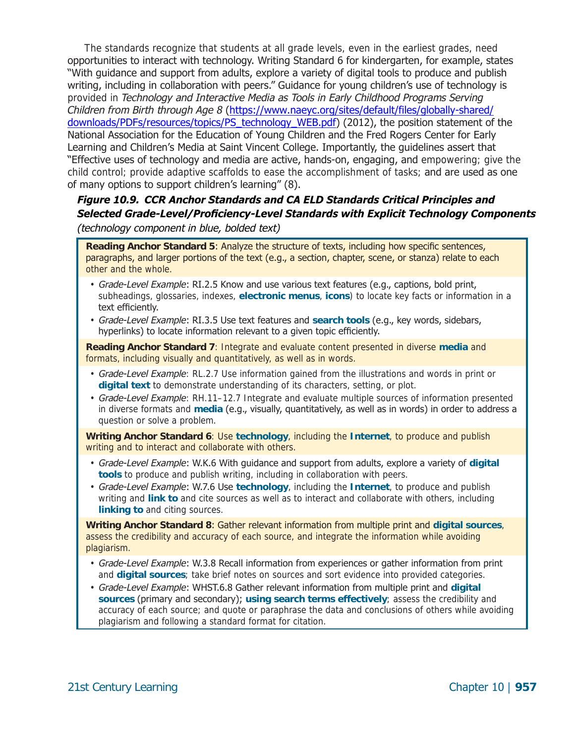The standards recognize that students at all grade levels, even in the earliest grades, need opportunities to interact with technology. Writing Standard 6 for kindergarten, for example, states "With guidance and support from adults, explore a variety of digital tools to produce and publish writing, including in collaboration with peers." Guidance for young children's use of technology is provided in *Technology and Interactive Media as Tools in Early Childhood Programs Serving Children from Birth through Age 8* (https://www.naeyc.org/sites/default/files/globally-shared/downloads/PDFs/resources/topics/PS_technology_WEB.pdf) (2012), the position statement of the National Association for the Education of Young Children and the Fred Rogers Center for Early Learning and Children's Media at Saint Vincent College. Importantly, the guidelines assert that "Effective uses of technology and media are active, hands-on, engaging, and empowering; give the child control; provide adaptive scaffolds to ease the accomplishment of tasks; and are used as one of many options to support children's learning" (8).

***Figure 10.9. CCR Anchor Standards and CA ELD Standards Critical Principles and Selected Grade-Level/Proficiency-Level Standards with Explicit Technology Components***
*(technology component in blue, bolded text)*

**Reading Anchor Standard 5**: Analyze the structure of texts, including how specific sentences, paragraphs, and larger portions of the text (e.g., a section, chapter, scene, or stanza) relate to each other and the whole.

- *Grade-Level Example*: RI.2.5 Know and use various text features (e.g., captions, bold print, subheadings, glossaries, indexes, **electronic menus**, **icons**) to locate key facts or information in a text efficiently.
- *Grade-Level Example*: RI.3.5 Use text features and **search tools** (e.g., key words, sidebars, hyperlinks) to locate information relevant to a given topic efficiently.

**Reading Anchor Standard 7**: Integrate and evaluate content presented in diverse **media** and formats, including visually and quantitatively, as well as in words.

- *Grade-Level Example*: RL.2.7 Use information gained from the illustrations and words in print or **digital text** to demonstrate understanding of its characters, setting, or plot.
- *Grade-Level Example*: RH.11–12.7 Integrate and evaluate multiple sources of information presented in diverse formats and **media** (e.g., visually, quantitatively, as well as in words) in order to address a question or solve a problem.

**Writing Anchor Standard 6**: Use **technology**, including the **Internet**, to produce and publish writing and to interact and collaborate with others.

- *Grade-Level Example*: W.K.6 With guidance and support from adults, explore a variety of **digital tools** to produce and publish writing, including in collaboration with peers.
- *Grade-Level Example*: W.7.6 Use **technology**, including the **Internet**, to produce and publish writing and **link to** and cite sources as well as to interact and collaborate with others, including **linking to** and citing sources.

**Writing Anchor Standard 8**: Gather relevant information from multiple print and **digital sources**, assess the credibility and accuracy of each source, and integrate the information while avoiding plagiarism.

- *Grade-Level Example*: W.3.8 Recall information from experiences or gather information from print and **digital sources**; take brief notes on sources and sort evidence into provided categories.
- *Grade-Level Example*: WHST.6.8 Gather relevant information from multiple print and **digital sources** (primary and secondary); **using search terms effectively**; assess the credibility and accuracy of each source; and quote or paraphrase the data and conclusions of others while avoiding plagiarism and following a standard format for citation.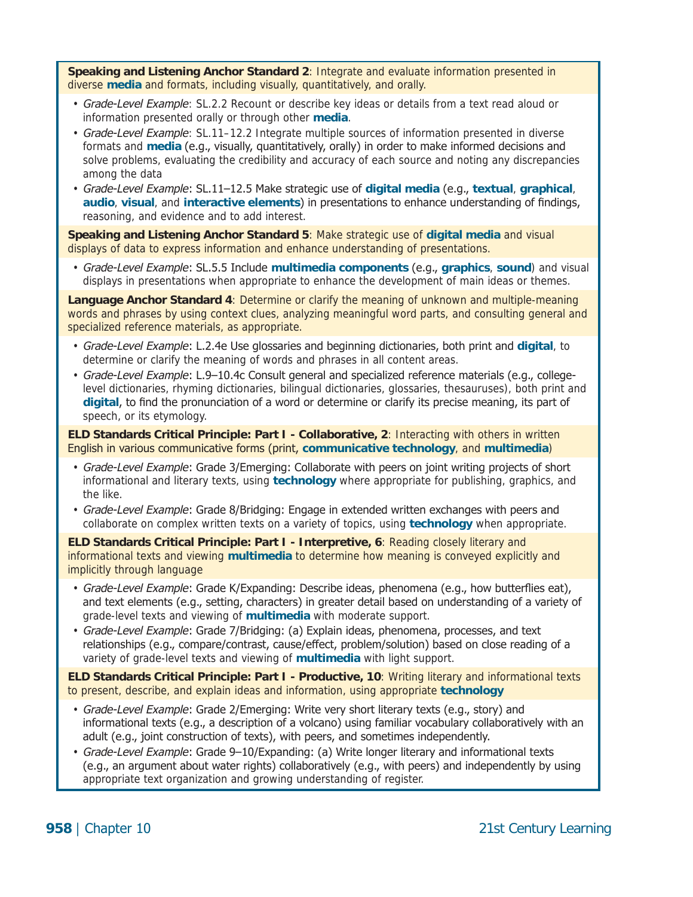**Speaking and Listening Anchor Standard 2**: Integrate and evaluate information presented in diverse **media** and formats, including visually, quantitatively, and orally.

- *Grade-Level Example*: SL.2.2 Recount or describe key ideas or details from a text read aloud or information presented orally or through other **media**.
- *Grade-Level Example*: SL.11–12.2 Integrate multiple sources of information presented in diverse formats and **media** (e.g., visually, quantitatively, orally) in order to make informed decisions and solve problems, evaluating the credibility and accuracy of each source and noting any discrepancies among the data
- *Grade-Level Example*: SL.11–12.5 Make strategic use of **digital media** (e.g., **textual**, **graphical**, **audio**, **visual**, and **interactive elements**) in presentations to enhance understanding of findings, reasoning, and evidence and to add interest.

**Speaking and Listening Anchor Standard 5**: Make strategic use of **digital media** and visual displays of data to express information and enhance understanding of presentations.

- *Grade-Level Example*: SL.5.5 Include **multimedia components** (e.g., **graphics**, **sound**) and visual displays in presentations when appropriate to enhance the development of main ideas or themes.

**Language Anchor Standard 4**: Determine or clarify the meaning of unknown and multiple-meaning words and phrases by using context clues, analyzing meaningful word parts, and consulting general and specialized reference materials, as appropriate.

- *Grade-Level Example*: L.2.4e Use glossaries and beginning dictionaries, both print and **digital**, to determine or clarify the meaning of words and phrases in all content areas.
- *Grade-Level Example*: L.9–10.4c Consult general and specialized reference materials (e.g., college-level dictionaries, rhyming dictionaries, bilingual dictionaries, glossaries, thesauruses), both print and **digital**, to find the pronunciation of a word or determine or clarify its precise meaning, its part of speech, or its etymology.

**ELD Standards Critical Principle: Part I - Collaborative, 2**: Interacting with others in written English in various communicative forms (print, **communicative technology**, and **multimedia**)

- *Grade-Level Example*: Grade 3/Emerging: Collaborate with peers on joint writing projects of short informational and literary texts, using **technology** where appropriate for publishing, graphics, and the like.
- *Grade-Level Example*: Grade 8/Bridging: Engage in extended written exchanges with peers and collaborate on complex written texts on a variety of topics, using **technology** when appropriate.

**ELD Standards Critical Principle: Part I - Interpretive, 6**: Reading closely literary and informational texts and viewing **multimedia** to determine how meaning is conveyed explicitly and implicitly through language

- *Grade-Level Example*: Grade K/Expanding: Describe ideas, phenomena (e.g., how butterflies eat), and text elements (e.g., setting, characters) in greater detail based on understanding of a variety of grade-level texts and viewing of **multimedia** with moderate support.
- *Grade-Level Example*: Grade 7/Bridging: (a) Explain ideas, phenomena, processes, and text relationships (e.g., compare/contrast, cause/effect, problem/solution) based on close reading of a variety of grade-level texts and viewing of **multimedia** with light support.

**ELD Standards Critical Principle: Part I - Productive, 10**: Writing literary and informational texts to present, describe, and explain ideas and information, using appropriate **technology**

- *Grade-Level Example*: Grade 2/Emerging: Write very short literary texts (e.g., story) and informational texts (e.g., a description of a volcano) using familiar vocabulary collaboratively with an adult (e.g., joint construction of texts), with peers, and sometimes independently.
- *Grade-Level Example*: Grade 9–10/Expanding: (a) Write longer literary and informational texts (e.g., an argument about water rights) collaboratively (e.g., with peers) and independently by using appropriate text organization and growing understanding of register.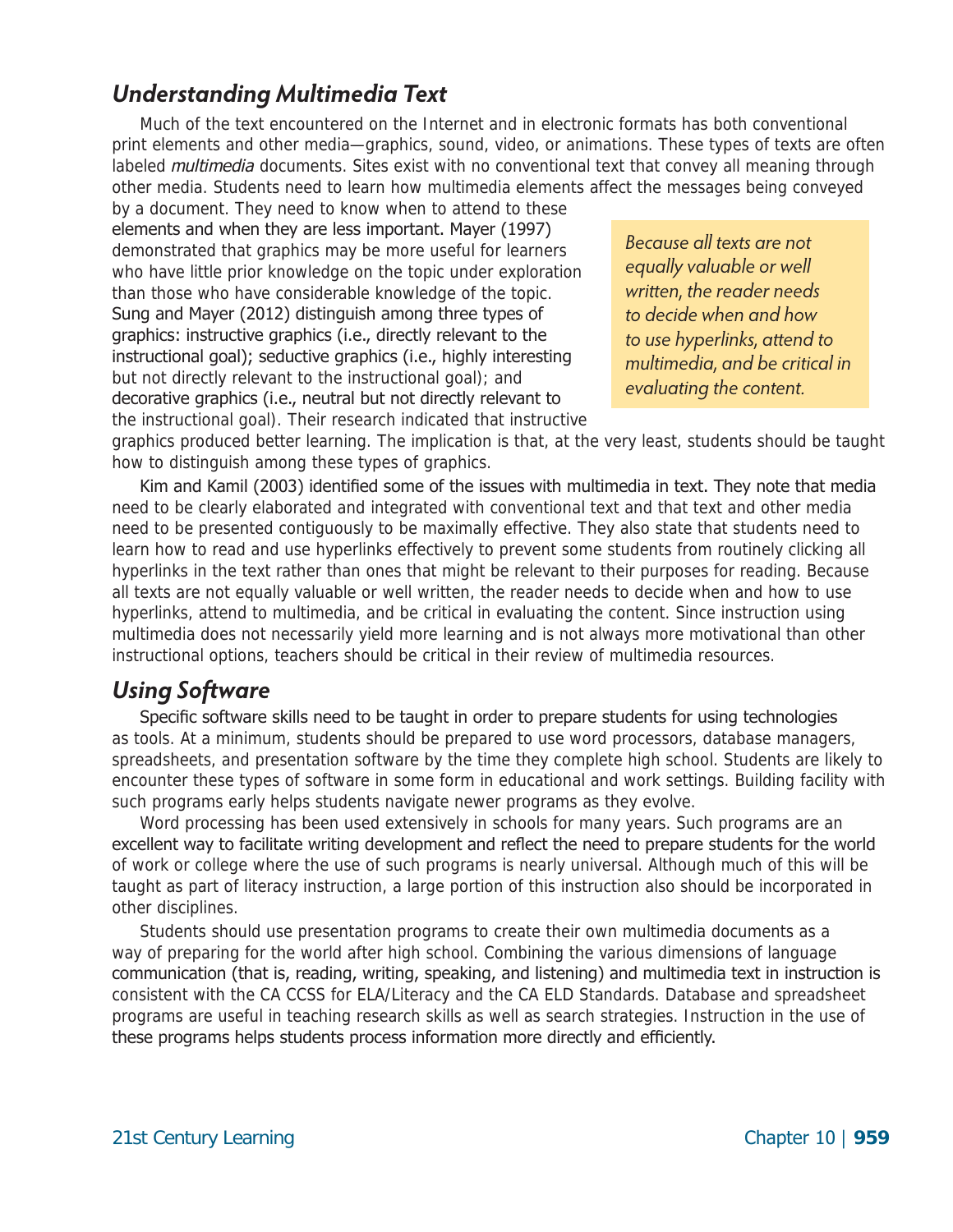## *Understanding Multimedia Text*

Much of the text encountered on the Internet and in electronic formats has both conventional print elements and other media—graphics, sound, video, or animations. These types of texts are often labeled *multimedia* documents. Sites exist with no conventional text that convey all meaning through other media. Students need to learn how multimedia elements affect the messages being conveyed by a document. They need to know when to attend to these elements and when they are less important. Mayer (1997) demonstrated that graphics may be more useful for learners who have little prior knowledge on the topic under exploration than those who have considerable knowledge of the topic. Sung and Mayer (2012) distinguish among three types of graphics: instructive graphics (i.e., directly relevant to the instructional goal); seductive graphics (i.e., highly interesting but not directly relevant to the instructional goal); and decorative graphics (i.e., neutral but not directly relevant to the instructional goal). Their research indicated that instructive graphics produced better learning. The implication is that, at the very least, students should be taught how to distinguish among these types of graphics.

> *Because all texts are not equally valuable or well written, the reader needs to decide when and how to use hyperlinks, attend to multimedia, and be critical in evaluating the content.*

Kim and Kamil (2003) identified some of the issues with multimedia in text. They note that media need to be clearly elaborated and integrated with conventional text and that text and other media need to be presented contiguously to be maximally effective. They also state that students need to learn how to read and use hyperlinks effectively to prevent some students from routinely clicking all hyperlinks in the text rather than ones that might be relevant to their purposes for reading. Because all texts are not equally valuable or well written, the reader needs to decide when and how to use hyperlinks, attend to multimedia, and be critical in evaluating the content. Since instruction using multimedia does not necessarily yield more learning and is not always more motivational than other instructional options, teachers should be critical in their review of multimedia resources.

## *Using Software*

Specific software skills need to be taught in order to prepare students for using technologies as tools. At a minimum, students should be prepared to use word processors, database managers, spreadsheets, and presentation software by the time they complete high school. Students are likely to encounter these types of software in some form in educational and work settings. Building facility with such programs early helps students navigate newer programs as they evolve.

Word processing has been used extensively in schools for many years. Such programs are an excellent way to facilitate writing development and reflect the need to prepare students for the world of work or college where the use of such programs is nearly universal. Although much of this will be taught as part of literacy instruction, a large portion of this instruction also should be incorporated in other disciplines.

Students should use presentation programs to create their own multimedia documents as a way of preparing for the world after high school. Combining the various dimensions of language communication (that is, reading, writing, speaking, and listening) and multimedia text in instruction is consistent with the CA CCSS for ELA/Literacy and the CA ELD Standards. Database and spreadsheet programs are useful in teaching research skills as well as search strategies. Instruction in the use of these programs helps students process information more directly and efficiently.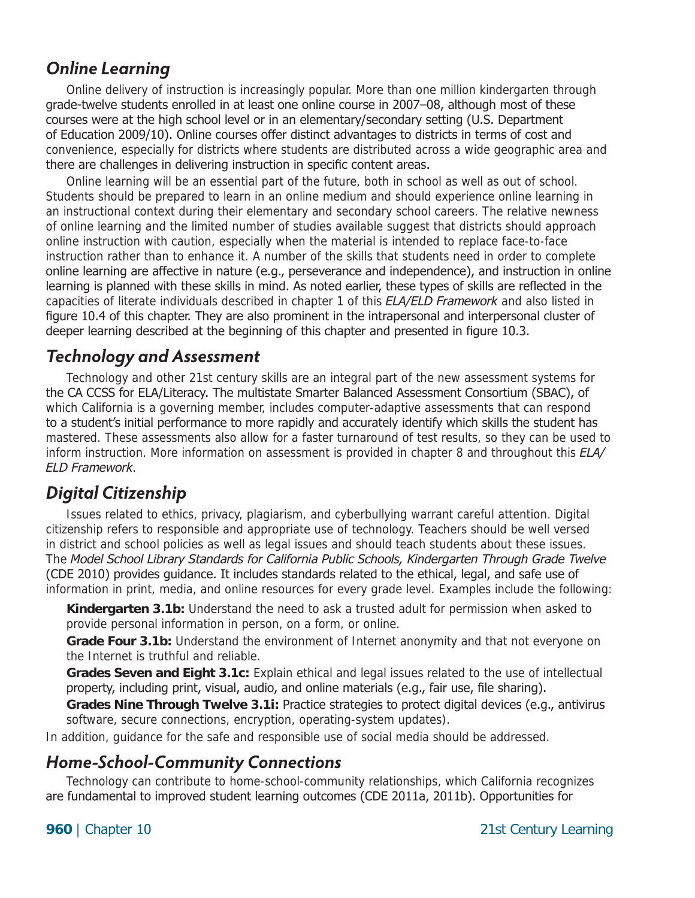## *Online Learning*

Online delivery of instruction is increasingly popular. More than one million kindergarten through grade-twelve students enrolled in at least one online course in 2007–08, although most of these courses were at the high school level or in an elementary/secondary setting (U.S. Department of Education 2009/10). Online courses offer distinct advantages to districts in terms of cost and convenience, especially for districts where students are distributed across a wide geographic area and there are challenges in delivering instruction in specific content areas.

Online learning will be an essential part of the future, both in school as well as out of school. Students should be prepared to learn in an online medium and should experience online learning in an instructional context during their elementary and secondary school careers. The relative newness of online learning and the limited number of studies available suggest that districts should approach online instruction with caution, especially when the material is intended to replace face-to-face instruction rather than to enhance it. A number of the skills that students need in order to complete online learning are affective in nature (e.g., perseverance and independence), and instruction in online learning is planned with these skills in mind. As noted earlier, these types of skills are reflected in the capacities of literate individuals described in chapter 1 of this *ELA/ELD Framework* and also listed in figure 10.4 of this chapter. They are also prominent in the intrapersonal and interpersonal cluster of deeper learning described at the beginning of this chapter and presented in figure 10.3.

## *Technology and Assessment*

Technology and other 21st century skills are an integral part of the new assessment systems for the CA CCSS for ELA/Literacy. The multistate Smarter Balanced Assessment Consortium (SBAC), of which California is a governing member, includes computer-adaptive assessments that can respond to a student's initial performance to more rapidly and accurately identify which skills the student has mastered. These assessments also allow for a faster turnaround of test results, so they can be used to inform instruction. More information on assessment is provided in chapter 8 and throughout this *ELA/ELD Framework*.

## *Digital Citizenship*

Issues related to ethics, privacy, plagiarism, and cyberbullying warrant careful attention. Digital citizenship refers to responsible and appropriate use of technology. Teachers should be well versed in district and school policies as well as legal issues and should teach students about these issues. The *Model School Library Standards for California Public Schools, Kindergarten Through Grade Twelve* (CDE 2010) provides guidance. It includes standards related to the ethical, legal, and safe use of information in print, media, and online resources for every grade level. Examples include the following:

**Kindergarten 3.1b:** Understand the need to ask a trusted adult for permission when asked to provide personal information in person, on a form, or online.

**Grade Four 3.1b:** Understand the environment of Internet anonymity and that not everyone on the Internet is truthful and reliable.

**Grades Seven and Eight 3.1c:** Explain ethical and legal issues related to the use of intellectual property, including print, visual, audio, and online materials (e.g., fair use, file sharing).

**Grades Nine Through Twelve 3.1i:** Practice strategies to protect digital devices (e.g., antivirus software, secure connections, encryption, operating-system updates).

In addition, guidance for the safe and responsible use of social media should be addressed.

## *Home-School-Community Connections*

Technology can contribute to home-school-community relationships, which California recognizes are fundamental to improved student learning outcomes (CDE 2011a, 2011b). Opportunities for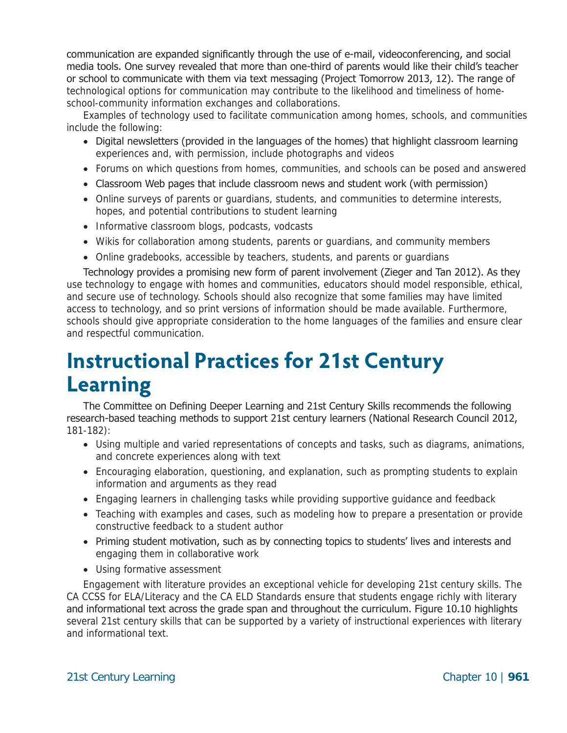communication are expanded significantly through the use of e-mail, videoconferencing, and social media tools. One survey revealed that more than one-third of parents would like their child's teacher or school to communicate with them via text messaging (Project Tomorrow 2013, 12). The range of technological options for communication may contribute to the likelihood and timeliness of home-school-community information exchanges and collaborations.

Examples of technology used to facilitate communication among homes, schools, and communities include the following:

- Digital newsletters (provided in the languages of the homes) that highlight classroom learning experiences and, with permission, include photographs and videos
- Forums on which questions from homes, communities, and schools can be posed and answered
- Classroom Web pages that include classroom news and student work (with permission)
- Online surveys of parents or guardians, students, and communities to determine interests, hopes, and potential contributions to student learning
- Informative classroom blogs, podcasts, vodcasts
- Wikis for collaboration among students, parents or guardians, and community members
- Online gradebooks, accessible by teachers, students, and parents or guardians

Technology provides a promising new form of parent involvement (Zieger and Tan 2012). As they use technology to engage with homes and communities, educators should model responsible, ethical, and secure use of technology. Schools should also recognize that some families may have limited access to technology, and so print versions of information should be made available. Furthermore, schools should give appropriate consideration to the home languages of the families and ensure clear and respectful communication.

# Instructional Practices for 21st Century Learning

The Committee on Defining Deeper Learning and 21st Century Skills recommends the following research-based teaching methods to support 21st century learners (National Research Council 2012, 181-182):

- Using multiple and varied representations of concepts and tasks, such as diagrams, animations, and concrete experiences along with text
- Encouraging elaboration, questioning, and explanation, such as prompting students to explain information and arguments as they read
- Engaging learners in challenging tasks while providing supportive guidance and feedback
- Teaching with examples and cases, such as modeling how to prepare a presentation or provide constructive feedback to a student author
- Priming student motivation, such as by connecting topics to students' lives and interests and engaging them in collaborative work
- Using formative assessment

Engagement with literature provides an exceptional vehicle for developing 21st century skills. The CA CCSS for ELA/Literacy and the CA ELD Standards ensure that students engage richly with literary and informational text across the grade span and throughout the curriculum. Figure 10.10 highlights several 21st century skills that can be supported by a variety of instructional experiences with literary and informational text.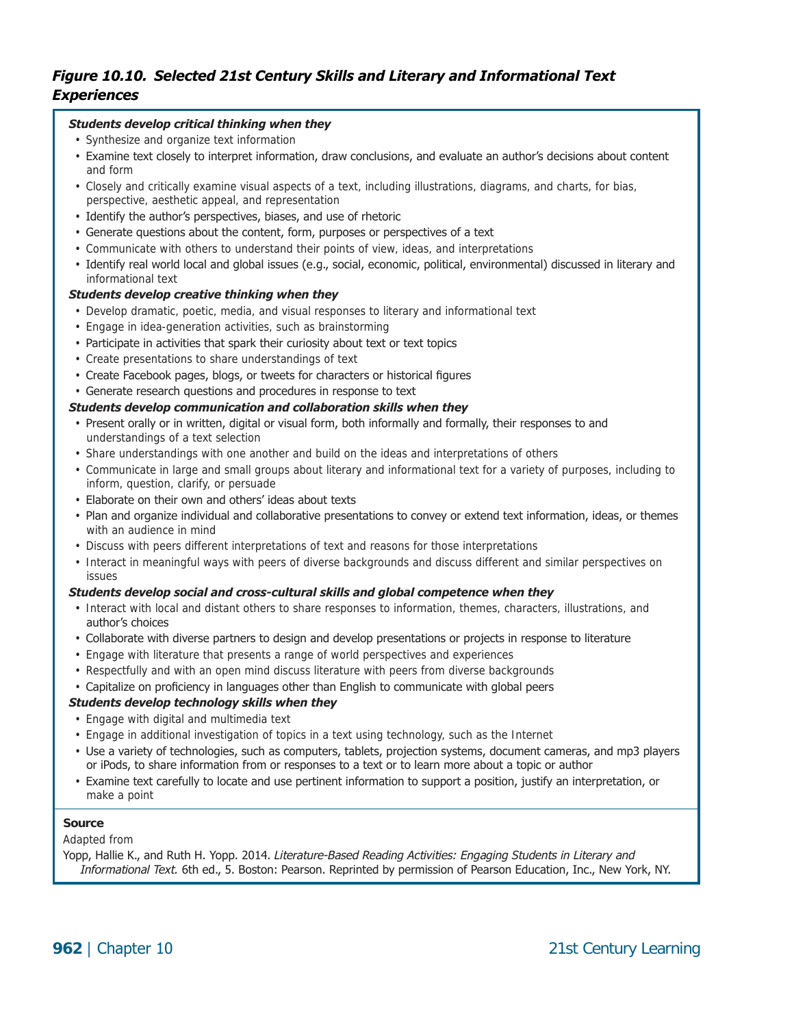### *Figure 10.10. Selected 21st Century Skills and Literary and Informational Text Experiences*

***Students develop critical thinking when they***

- Synthesize and organize text information
- Examine text closely to interpret information, draw conclusions, and evaluate an author's decisions about content and form
- Closely and critically examine visual aspects of a text, including illustrations, diagrams, and charts, for bias, perspective, aesthetic appeal, and representation
- Identify the author's perspectives, biases, and use of rhetoric
- Generate questions about the content, form, purposes or perspectives of a text
- Communicate with others to understand their points of view, ideas, and interpretations
- Identify real world local and global issues (e.g., social, economic, political, environmental) discussed in literary and informational text

***Students develop creative thinking when they***

- Develop dramatic, poetic, media, and visual responses to literary and informational text
- Engage in idea-generation activities, such as brainstorming
- Participate in activities that spark their curiosity about text or text topics
- Create presentations to share understandings of text
- Create Facebook pages, blogs, or tweets for characters or historical figures
- Generate research questions and procedures in response to text

***Students develop communication and collaboration skills when they***

- Present orally or in written, digital or visual form, both informally and formally, their responses to and understandings of a text selection
- Share understandings with one another and build on the ideas and interpretations of others
- Communicate in large and small groups about literary and informational text for a variety of purposes, including to inform, question, clarify, or persuade
- Elaborate on their own and others' ideas about texts
- Plan and organize individual and collaborative presentations to convey or extend text information, ideas, or themes with an audience in mind
- Discuss with peers different interpretations of text and reasons for those interpretations
- Interact in meaningful ways with peers of diverse backgrounds and discuss different and similar perspectives on issues

***Students develop social and cross-cultural skills and global competence when they***

- Interact with local and distant others to share responses to information, themes, characters, illustrations, and author's choices
- Collaborate with diverse partners to design and develop presentations or projects in response to literature
- Engage with literature that presents a range of world perspectives and experiences
- Respectfully and with an open mind discuss literature with peers from diverse backgrounds
- Capitalize on proficiency in languages other than English to communicate with global peers

***Students develop technology skills when they***

- Engage with digital and multimedia text
- Engage in additional investigation of topics in a text using technology, such as the Internet
- Use a variety of technologies, such as computers, tablets, projection systems, document cameras, and mp3 players or iPods, to share information from or responses to a text or to learn more about a topic or author
- Examine text carefully to locate and use pertinent information to support a position, justify an interpretation, or make a point

**Source**

Adapted from

Yopp, Hallie K., and Ruth H. Yopp. 2014. *Literature-Based Reading Activities: Engaging Students in Literary and Informational Text*. 6th ed., 5. Boston: Pearson. Reprinted by permission of Pearson Education, Inc., New York, NY.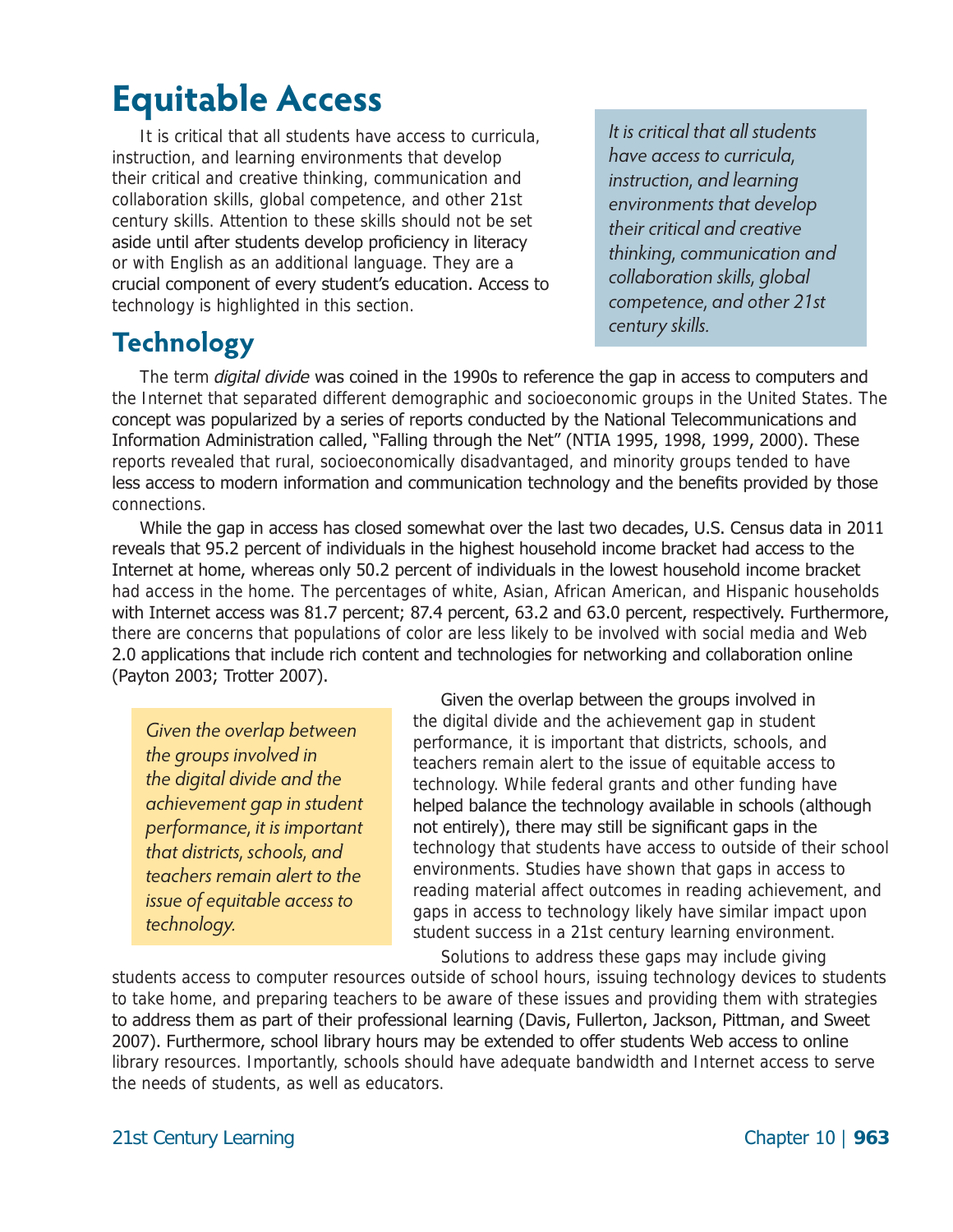# Equitable Access

It is critical that all students have access to curricula, instruction, and learning environments that develop their critical and creative thinking, communication and collaboration skills, global competence, and other 21st century skills. Attention to these skills should not be set aside until after students develop proficiency in literacy or with English as an additional language. They are a crucial component of every student's education. Access to technology is highlighted in this section.

*It is critical that all students have access to curricula, instruction, and learning environments that develop their critical and creative thinking, communication and collaboration skills, global competence, and other 21st century skills.*

## Technology

The term *digital divide* was coined in the 1990s to reference the gap in access to computers and the Internet that separated different demographic and socioeconomic groups in the United States. The concept was popularized by a series of reports conducted by the National Telecommunications and Information Administration called, "Falling through the Net" (NTIA 1995, 1998, 1999, 2000). These reports revealed that rural, socioeconomically disadvantaged, and minority groups tended to have less access to modern information and communication technology and the benefits provided by those connections.

While the gap in access has closed somewhat over the last two decades, U.S. Census data in 2011 reveals that 95.2 percent of individuals in the highest household income bracket had access to the Internet at home, whereas only 50.2 percent of individuals in the lowest household income bracket had access in the home. The percentages of white, Asian, African American, and Hispanic households with Internet access was 81.7 percent; 87.4 percent, 63.2 and 63.0 percent, respectively. Furthermore, there are concerns that populations of color are less likely to be involved with social media and Web 2.0 applications that include rich content and technologies for networking and collaboration online (Payton 2003; Trotter 2007).

*Given the overlap between the groups involved in the digital divide and the achievement gap in student performance, it is important that districts, schools, and teachers remain alert to the issue of equitable access to technology.*

Given the overlap between the groups involved in the digital divide and the achievement gap in student performance, it is important that districts, schools, and teachers remain alert to the issue of equitable access to technology. While federal grants and other funding have helped balance the technology available in schools (although not entirely), there may still be significant gaps in the technology that students have access to outside of their school environments. Studies have shown that gaps in access to reading material affect outcomes in reading achievement, and gaps in access to technology likely have similar impact upon student success in a 21st century learning environment.

Solutions to address these gaps may include giving students access to computer resources outside of school hours, issuing technology devices to students to take home, and preparing teachers to be aware of these issues and providing them with strategies to address them as part of their professional learning (Davis, Fullerton, Jackson, Pittman, and Sweet 2007). Furthermore, school library hours may be extended to offer students Web access to online library resources. Importantly, schools should have adequate bandwidth and Internet access to serve the needs of students, as well as educators.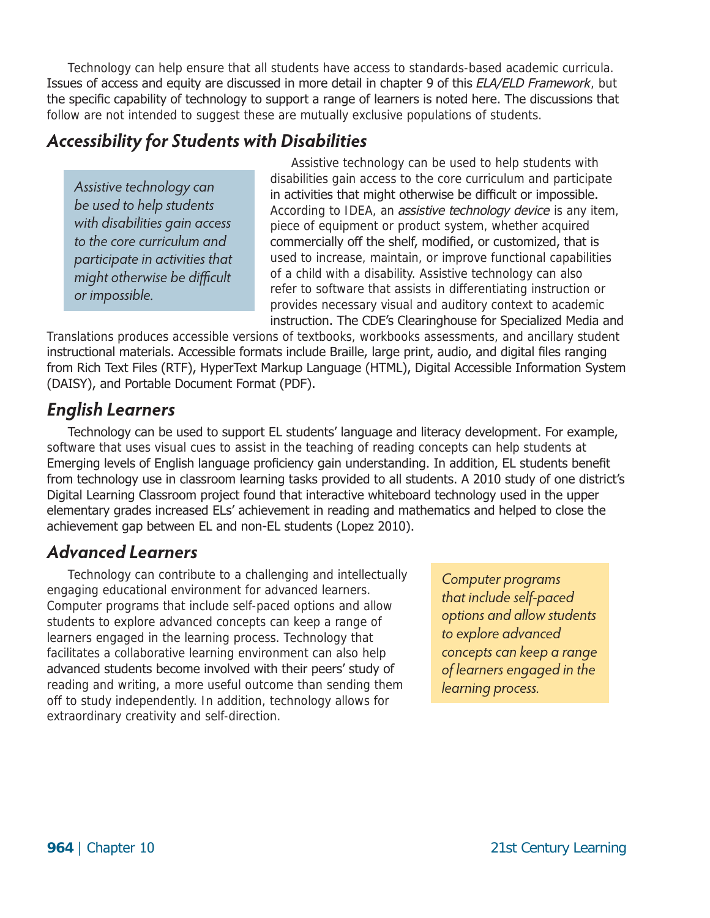Technology can help ensure that all students have access to standards-based academic curricula. Issues of access and equity are discussed in more detail in chapter 9 of this *ELA/ELD Framework*, but the specific capability of technology to support a range of learners is noted here. The discussions that follow are not intended to suggest these are mutually exclusive populations of students.

## *Accessibility for Students with Disabilities*

> *Assistive technology can be used to help students with disabilities gain access to the core curriculum and participate in activities that might otherwise be difficult or impossible.*

Assistive technology can be used to help students with disabilities gain access to the core curriculum and participate in activities that might otherwise be difficult or impossible. According to IDEA, an *assistive technology device* is any item, piece of equipment or product system, whether acquired commercially off the shelf, modified, or customized, that is used to increase, maintain, or improve functional capabilities of a child with a disability. Assistive technology can also refer to software that assists in differentiating instruction or provides necessary visual and auditory context to academic instruction. The CDE's Clearinghouse for Specialized Media and Translations produces accessible versions of textbooks, workbooks assessments, and ancillary student instructional materials. Accessible formats include Braille, large print, audio, and digital files ranging from Rich Text Files (RTF), HyperText Markup Language (HTML), Digital Accessible Information System (DAISY), and Portable Document Format (PDF).

## *English Learners*

Technology can be used to support EL students' language and literacy development. For example, software that uses visual cues to assist in the teaching of reading concepts can help students at Emerging levels of English language proficiency gain understanding. In addition, EL students benefit from technology use in classroom learning tasks provided to all students. A 2010 study of one district's Digital Learning Classroom project found that interactive whiteboard technology used in the upper elementary grades increased ELs' achievement in reading and mathematics and helped to close the achievement gap between EL and non-EL students (Lopez 2010).

## *Advanced Learners*

Technology can contribute to a challenging and intellectually engaging educational environment for advanced learners. Computer programs that include self-paced options and allow students to explore advanced concepts can keep a range of learners engaged in the learning process. Technology that facilitates a collaborative learning environment can also help advanced students become involved with their peers' study of reading and writing, a more useful outcome than sending them off to study independently. In addition, technology allows for extraordinary creativity and self-direction.

> *Computer programs that include self-paced options and allow students to explore advanced concepts can keep a range of learners engaged in the learning process.*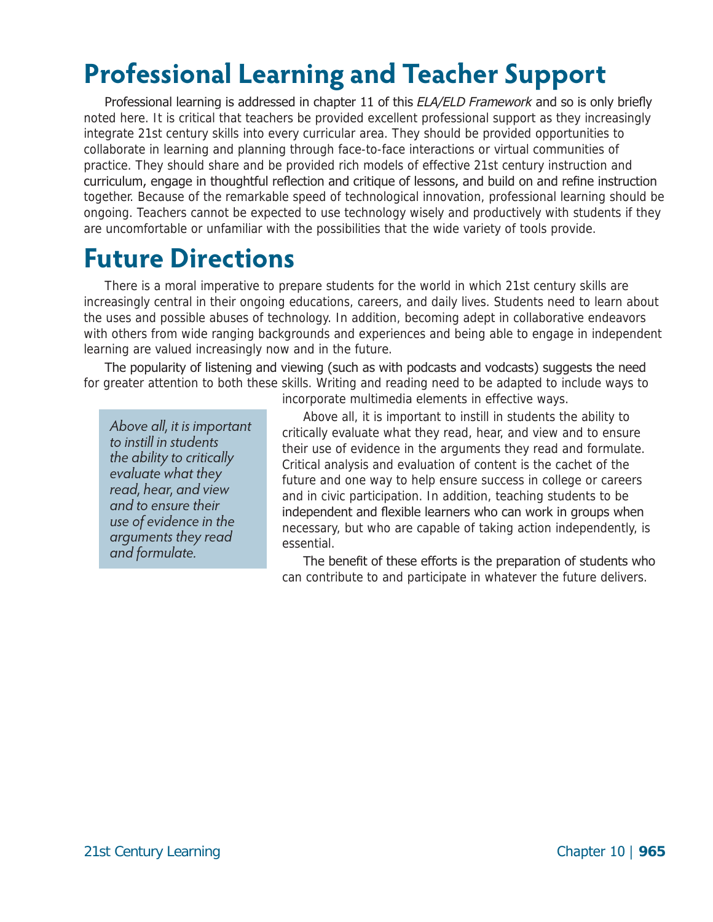# Professional Learning and Teacher Support

Professional learning is addressed in chapter 11 of this *ELA/ELD Framework* and so is only briefly noted here. It is critical that teachers be provided excellent professional support as they increasingly integrate 21st century skills into every curricular area. They should be provided opportunities to collaborate in learning and planning through face-to-face interactions or virtual communities of practice. They should share and be provided rich models of effective 21st century instruction and curriculum, engage in thoughtful reflection and critique of lessons, and build on and refine instruction together. Because of the remarkable speed of technological innovation, professional learning should be ongoing. Teachers cannot be expected to use technology wisely and productively with students if they are uncomfortable or unfamiliar with the possibilities that the wide variety of tools provide.

# Future Directions

There is a moral imperative to prepare students for the world in which 21st century skills are increasingly central in their ongoing educations, careers, and daily lives. Students need to learn about the uses and possible abuses of technology. In addition, becoming adept in collaborative endeavors with others from wide ranging backgrounds and experiences and being able to engage in independent learning are valued increasingly now and in the future.

The popularity of listening and viewing (such as with podcasts and vodcasts) suggests the need for greater attention to both these skills. Writing and reading need to be adapted to include ways to incorporate multimedia elements in effective ways.

> *Above all, it is important to instill in students the ability to critically evaluate what they read, hear, and view and to ensure their use of evidence in the arguments they read and formulate.*

Above all, it is important to instill in students the ability to critically evaluate what they read, hear, and view and to ensure their use of evidence in the arguments they read and formulate. Critical analysis and evaluation of content is the cachet of the future and one way to help ensure success in college or careers and in civic participation. In addition, teaching students to be independent and flexible learners who can work in groups when necessary, but who are capable of taking action independently, is essential.

The benefit of these efforts is the preparation of students who can contribute to and participate in whatever the future delivers.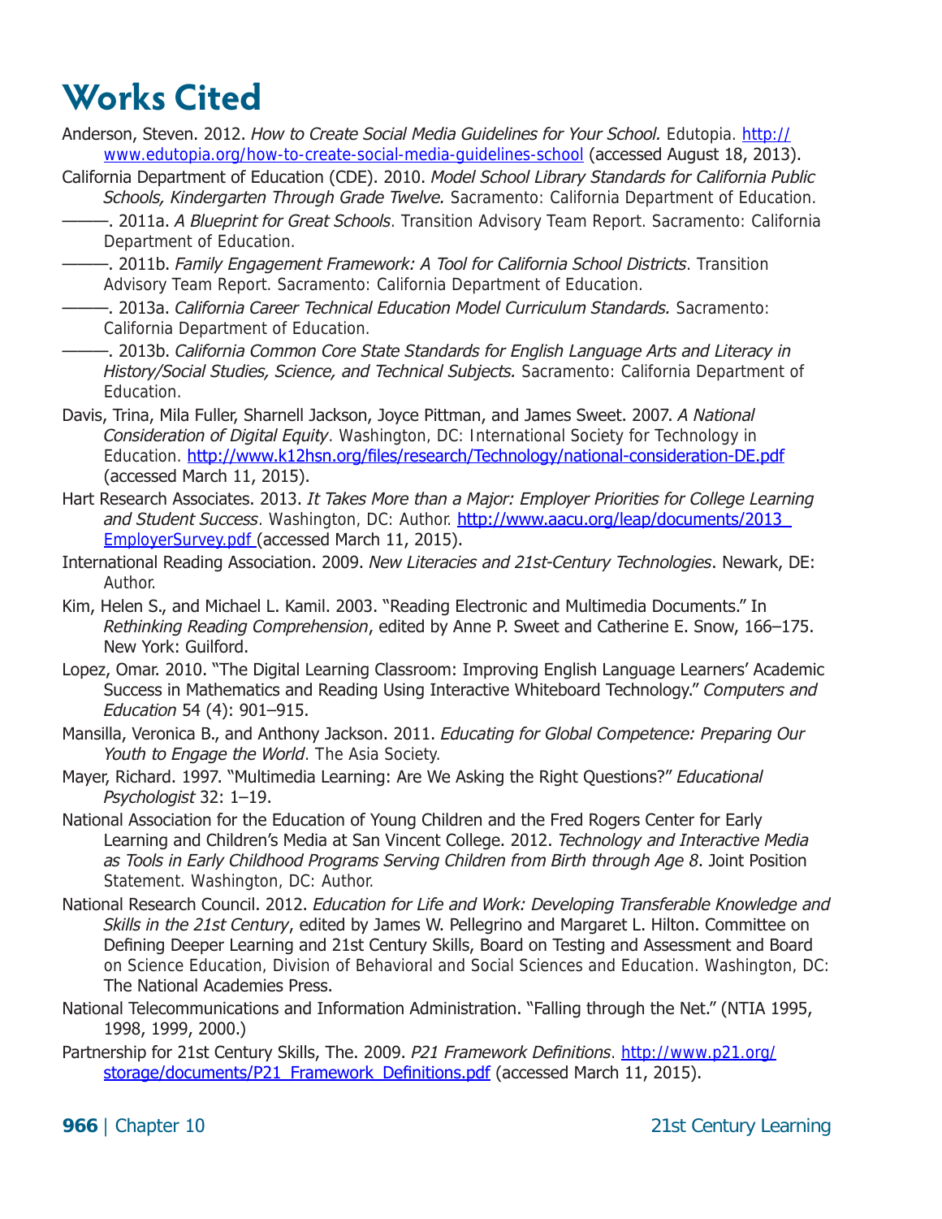# Works Cited

Anderson, Steven. 2012. *How to Create Social Media Guidelines for Your School.* Edutopia. http://www.edutopia.org/how-to-create-social-media-guidelines-school (accessed August 18, 2013).

California Department of Education (CDE). 2010. *Model School Library Standards for California Public Schools, Kindergarten Through Grade Twelve.* Sacramento: California Department of Education.

———. 2011a. *A Blueprint for Great Schools*. Transition Advisory Team Report. Sacramento: California Department of Education.

———. 2011b. *Family Engagement Framework: A Tool for California School Districts*. Transition Advisory Team Report. Sacramento: California Department of Education.

———. 2013a. *California Career Technical Education Model Curriculum Standards.* Sacramento: California Department of Education.

———. 2013b. *California Common Core State Standards for English Language Arts and Literacy in History/Social Studies, Science, and Technical Subjects.* Sacramento: California Department of Education.

Davis, Trina, Mila Fuller, Sharnell Jackson, Joyce Pittman, and James Sweet. 2007. *A National Consideration of Digital Equity*. Washington, DC: International Society for Technology in Education. http://www.k12hsn.org/files/research/Technology/national-consideration-DE.pdf (accessed March 11, 2015).

Hart Research Associates. 2013. *It Takes More than a Major: Employer Priorities for College Learning and Student Success*. Washington, DC: Author. http://www.aacu.org/leap/documents/2013_EmployerSurvey.pdf (accessed March 11, 2015).

International Reading Association. 2009. *New Literacies and 21st-Century Technologies*. Newark, DE: Author.

Kim, Helen S., and Michael L. Kamil. 2003. "Reading Electronic and Multimedia Documents." In *Rethinking Reading Comprehension*, edited by Anne P. Sweet and Catherine E. Snow, 166–175. New York: Guilford.

Lopez, Omar. 2010. "The Digital Learning Classroom: Improving English Language Learners' Academic Success in Mathematics and Reading Using Interactive Whiteboard Technology." *Computers and Education* 54 (4): 901–915.

Mansilla, Veronica B., and Anthony Jackson. 2011. *Educating for Global Competence: Preparing Our Youth to Engage the World*. The Asia Society.

Mayer, Richard. 1997. "Multimedia Learning: Are We Asking the Right Questions?" *Educational Psychologist* 32: 1–19.

National Association for the Education of Young Children and the Fred Rogers Center for Early Learning and Children's Media at San Vincent College. 2012. *Technology and Interactive Media as Tools in Early Childhood Programs Serving Children from Birth through Age 8*. Joint Position Statement. Washington, DC: Author.

National Research Council. 2012. *Education for Life and Work: Developing Transferable Knowledge and Skills in the 21st Century*, edited by James W. Pellegrino and Margaret L. Hilton. Committee on Defining Deeper Learning and 21st Century Skills, Board on Testing and Assessment and Board on Science Education, Division of Behavioral and Social Sciences and Education. Washington, DC: The National Academies Press.

National Telecommunications and Information Administration. "Falling through the Net." (NTIA 1995, 1998, 1999, 2000.)

Partnership for 21st Century Skills, The. 2009. *P21 Framework Definitions*. http://www.p21.org/storage/documents/P21_Framework_Definitions.pdf (accessed March 11, 2015).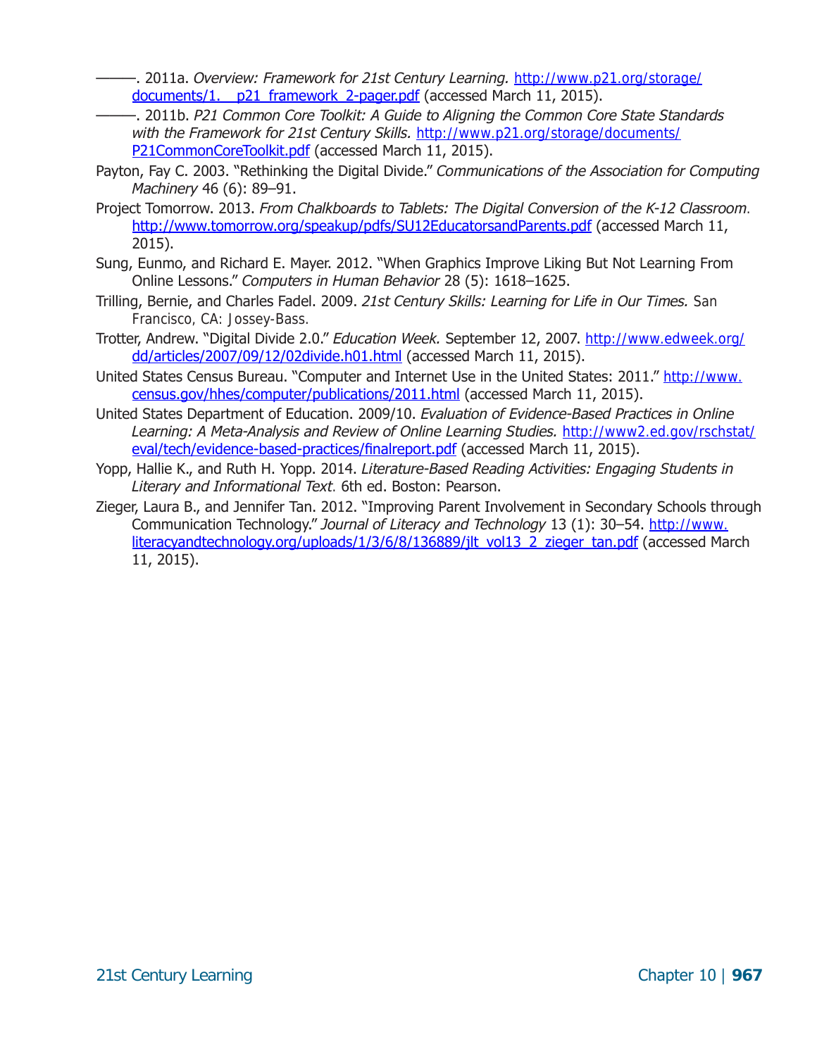———. 2011a. *Overview: Framework for 21st Century Learning.* http://www.p21.org/storage/documents/1.__p21_framework_2-pager.pdf (accessed March 11, 2015).

———. 2011b. *P21 Common Core Toolkit: A Guide to Aligning the Common Core State Standards with the Framework for 21st Century Skills.* http://www.p21.org/storage/documents/P21CommonCoreToolkit.pdf (accessed March 11, 2015).

Payton, Fay C. 2003. "Rethinking the Digital Divide." *Communications of the Association for Computing Machinery* 46 (6): 89–91.

Project Tomorrow. 2013. *From Chalkboards to Tablets: The Digital Conversion of the K-12 Classroom.* http://www.tomorrow.org/speakup/pdfs/SU12EducatorsandParents.pdf (accessed March 11, 2015).

Sung, Eunmo, and Richard E. Mayer. 2012. "When Graphics Improve Liking But Not Learning From Online Lessons." *Computers in Human Behavior* 28 (5): 1618–1625.

Trilling, Bernie, and Charles Fadel. 2009. *21st Century Skills: Learning for Life in Our Times.* San Francisco, CA: Jossey-Bass.

Trotter, Andrew. "Digital Divide 2.0." *Education Week.* September 12, 2007. http://www.edweek.org/dd/articles/2007/09/12/02divide.h01.html (accessed March 11, 2015).

United States Census Bureau. "Computer and Internet Use in the United States: 2011." http://www.census.gov/hhes/computer/publications/2011.html (accessed March 11, 2015).

United States Department of Education. 2009/10. *Evaluation of Evidence-Based Practices in Online Learning: A Meta-Analysis and Review of Online Learning Studies.* http://www2.ed.gov/rschstat/eval/tech/evidence-based-practices/finalreport.pdf (accessed March 11, 2015).

Yopp, Hallie K., and Ruth H. Yopp. 2014. *Literature-Based Reading Activities: Engaging Students in Literary and Informational Text.* 6th ed. Boston: Pearson.

Zieger, Laura B., and Jennifer Tan. 2012. "Improving Parent Involvement in Secondary Schools through Communication Technology." *Journal of Literacy and Technology* 13 (1): 30–54. http://www.literacyandtechnology.org/uploads/1/3/6/8/136889/jlt_vol13_2_zieger_tan.pdf (accessed March 11, 2015).